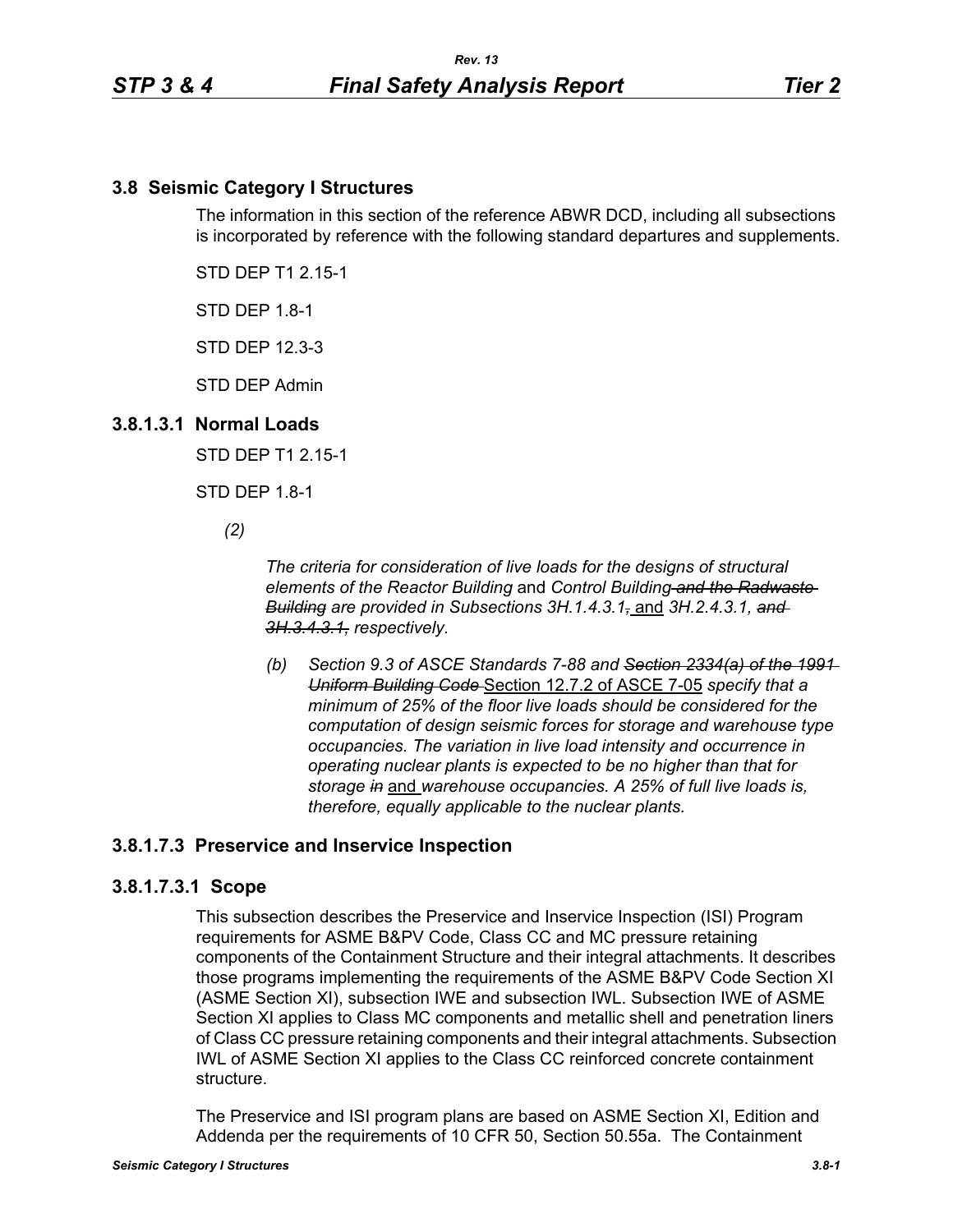## 3.8 Seismic Category I Structures

The information in this section of the reference ABWR DCD, including all subsections is incorporated by reference with the following standard departures and supplements.

STD DEP T1 2.15-1

STD DEP 1.8-1

STD DEP 12.3-3

STD DEP Admin

### 3.8.1.3.1 Normal Loads

STD DEP T1 2.15-1

STD DEP 1.8-1

*(2)*

*The criteria for consideration of live loads for the designs of structural elements of the Reactor Building* and *Control Building ~~and the Radwaste Building~~ are provided in Subsections 3H.1.4.3.1~~,~~* and *3H.2.4.3.1, ~~and 3H.3.4.3.1,~~ respectively*.

*(b) Section 9.3 of ASCE Standards 7-88 and ~~Section 2334(a) of the 1991 Uniform Building Code~~* Section 12.7.2 of ASCE 7-05 *specify that a minimum of 25% of the floor live loads should be considered for the computation of design seismic forces for storage and warehouse type occupancies. The variation in live load intensity and occurrence in operating nuclear plants is expected to be no higher than that for storage ~~in~~* and *warehouse occupancies. A 25% of full live loads is, therefore, equally applicable to the nuclear plants.*

### 3.8.1.7.3 Preservice and Inservice Inspection

#### 3.8.1.7.3.1 Scope

This subsection describes the Preservice and Inservice Inspection (ISI) Program requirements for ASME B&PV Code, Class CC and MC pressure retaining components of the Containment Structure and their integral attachments. It describes those programs implementing the requirements of the ASME B&PV Code Section XI (ASME Section XI), subsection IWE and subsection IWL. Subsection IWE of ASME Section XI applies to Class MC components and metallic shell and penetration liners of Class CC pressure retaining components and their integral attachments. Subsection IWL of ASME Section XI applies to the Class CC reinforced concrete containment structure.

The Preservice and ISI program plans are based on ASME Section XI, Edition and Addenda per the requirements of 10 CFR 50, Section 50.55a. The Containment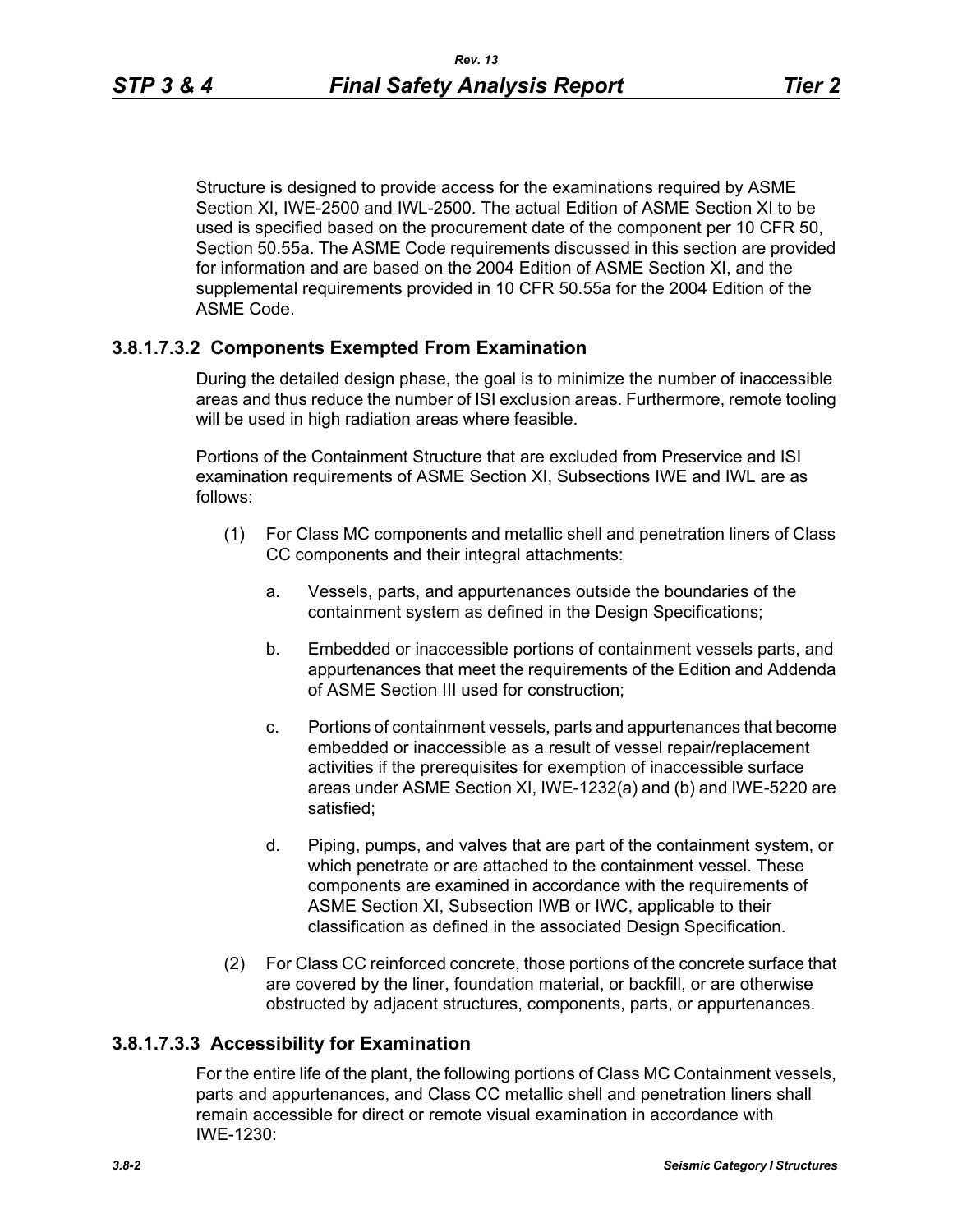Structure is designed to provide access for the examinations required by ASME Section XI, IWE-2500 and IWL-2500. The actual Edition of ASME Section XI to be used is specified based on the procurement date of the component per 10 CFR 50, Section 50.55a. The ASME Code requirements discussed in this section are provided for information and are based on the 2004 Edition of ASME Section XI, and the supplemental requirements provided in 10 CFR 50.55a for the 2004 Edition of the ASME Code.

### 3.8.1.7.3.2 Components Exempted From Examination

During the detailed design phase, the goal is to minimize the number of inaccessible areas and thus reduce the number of ISI exclusion areas. Furthermore, remote tooling will be used in high radiation areas where feasible.

Portions of the Containment Structure that are excluded from Preservice and ISI examination requirements of ASME Section XI, Subsections IWE and IWL are as follows:

(1) For Class MC components and metallic shell and penetration liners of Class CC components and their integral attachments:

   a. Vessels, parts, and appurtenances outside the boundaries of the containment system as defined in the Design Specifications;

   b. Embedded or inaccessible portions of containment vessels parts, and appurtenances that meet the requirements of the Edition and Addenda of ASME Section III used for construction;

   c. Portions of containment vessels, parts and appurtenances that become embedded or inaccessible as a result of vessel repair/replacement activities if the prerequisites for exemption of inaccessible surface areas under ASME Section XI, IWE-1232(a) and (b) and IWE-5220 are satisfied;

   d. Piping, pumps, and valves that are part of the containment system, or which penetrate or are attached to the containment vessel. These components are examined in accordance with the requirements of ASME Section XI, Subsection IWB or IWC, applicable to their classification as defined in the associated Design Specification.

(2) For Class CC reinforced concrete, those portions of the concrete surface that are covered by the liner, foundation material, or backfill, or are otherwise obstructed by adjacent structures, components, parts, or appurtenances.

### 3.8.1.7.3.3 Accessibility for Examination

For the entire life of the plant, the following portions of Class MC Containment vessels, parts and appurtenances, and Class CC metallic shell and penetration liners shall remain accessible for direct or remote visual examination in accordance with IWE-1230: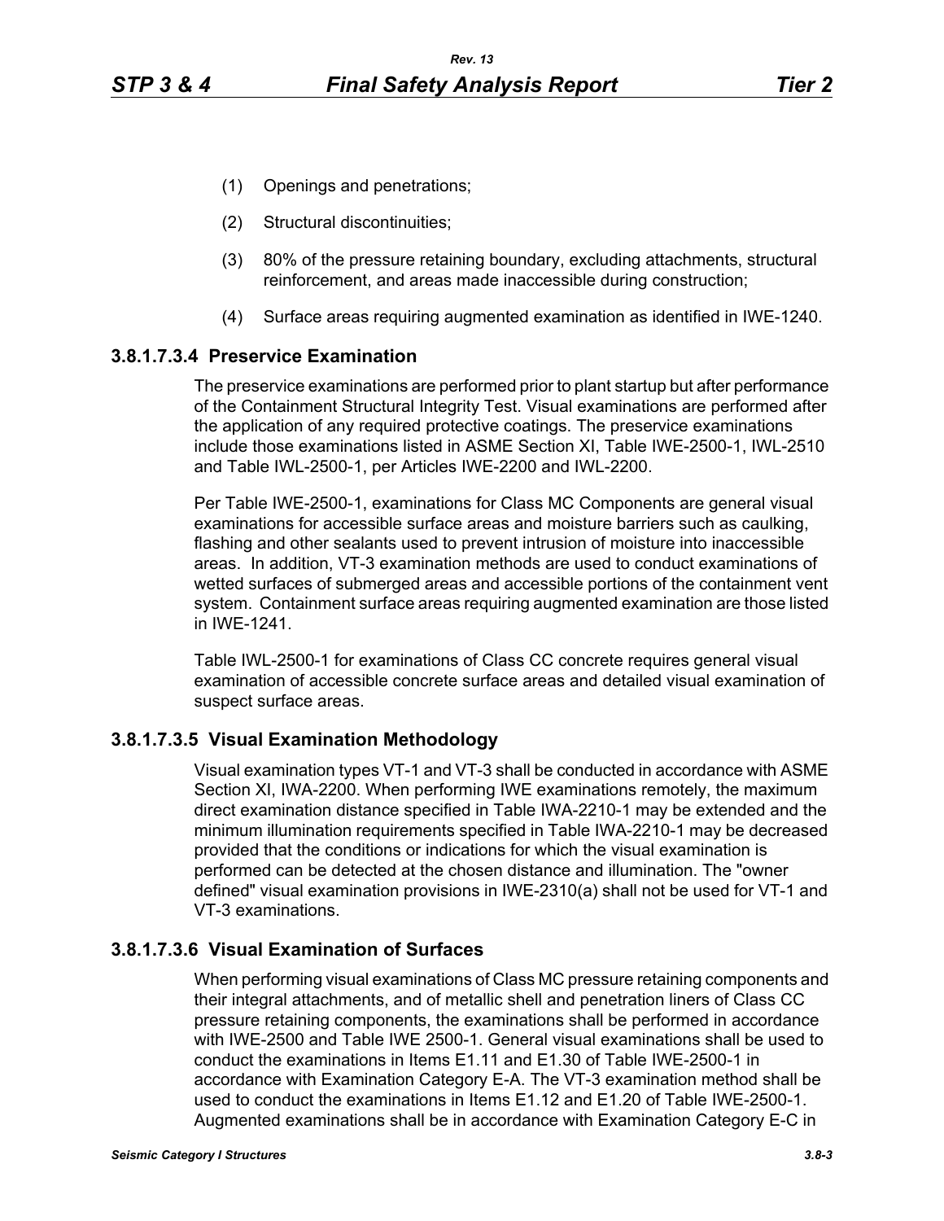(1) Openings and penetrations;

(2) Structural discontinuities;

(3) 80% of the pressure retaining boundary, excluding attachments, structural reinforcement, and areas made inaccessible during construction;

(4) Surface areas requiring augmented examination as identified in IWE-1240.

### 3.8.1.7.3.4 Preservice Examination

The preservice examinations are performed prior to plant startup but after performance of the Containment Structural Integrity Test. Visual examinations are performed after the application of any required protective coatings. The preservice examinations include those examinations listed in ASME Section XI, Table IWE-2500-1, IWL-2510 and Table IWL-2500-1, per Articles IWE-2200 and IWL-2200.

Per Table IWE-2500-1, examinations for Class MC Components are general visual examinations for accessible surface areas and moisture barriers such as caulking, flashing and other sealants used to prevent intrusion of moisture into inaccessible areas. In addition, VT-3 examination methods are used to conduct examinations of wetted surfaces of submerged areas and accessible portions of the containment vent system. Containment surface areas requiring augmented examination are those listed in IWE-1241.

Table IWL-2500-1 for examinations of Class CC concrete requires general visual examination of accessible concrete surface areas and detailed visual examination of suspect surface areas.

### 3.8.1.7.3.5 Visual Examination Methodology

Visual examination types VT-1 and VT-3 shall be conducted in accordance with ASME Section XI, IWA-2200. When performing IWE examinations remotely, the maximum direct examination distance specified in Table IWA-2210-1 may be extended and the minimum illumination requirements specified in Table IWA-2210-1 may be decreased provided that the conditions or indications for which the visual examination is performed can be detected at the chosen distance and illumination. The "owner defined" visual examination provisions in IWE-2310(a) shall not be used for VT-1 and VT-3 examinations.

### 3.8.1.7.3.6 Visual Examination of Surfaces

When performing visual examinations of Class MC pressure retaining components and their integral attachments, and of metallic shell and penetration liners of Class CC pressure retaining components, the examinations shall be performed in accordance with IWE-2500 and Table IWE 2500-1. General visual examinations shall be used to conduct the examinations in Items E1.11 and E1.30 of Table IWE-2500-1 in accordance with Examination Category E-A. The VT-3 examination method shall be used to conduct the examinations in Items E1.12 and E1.20 of Table IWE-2500-1. Augmented examinations shall be in accordance with Examination Category E-C in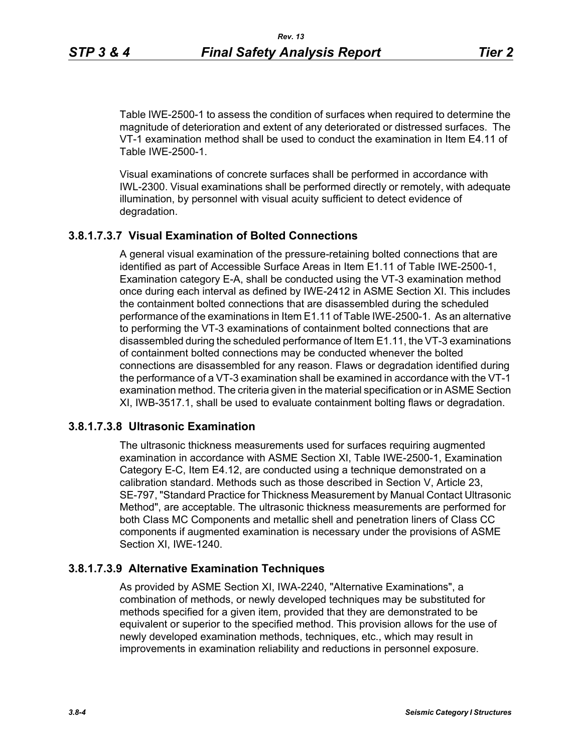Table IWE-2500-1 to assess the condition of surfaces when required to determine the magnitude of deterioration and extent of any deteriorated or distressed surfaces. The VT-1 examination method shall be used to conduct the examination in Item E4.11 of Table IWE-2500-1.

Visual examinations of concrete surfaces shall be performed in accordance with IWL-2300. Visual examinations shall be performed directly or remotely, with adequate illumination, by personnel with visual acuity sufficient to detect evidence of degradation.

### 3.8.1.7.3.7 Visual Examination of Bolted Connections

A general visual examination of the pressure-retaining bolted connections that are identified as part of Accessible Surface Areas in Item E1.11 of Table IWE-2500-1, Examination category E-A, shall be conducted using the VT-3 examination method once during each interval as defined by IWE-2412 in ASME Section XI. This includes the containment bolted connections that are disassembled during the scheduled performance of the examinations in Item E1.11 of Table IWE-2500-1. As an alternative to performing the VT-3 examinations of containment bolted connections that are disassembled during the scheduled performance of Item E1.11, the VT-3 examinations of containment bolted connections may be conducted whenever the bolted connections are disassembled for any reason. Flaws or degradation identified during the performance of a VT-3 examination shall be examined in accordance with the VT-1 examination method. The criteria given in the material specification or in ASME Section XI, IWB-3517.1, shall be used to evaluate containment bolting flaws or degradation.

### 3.8.1.7.3.8 Ultrasonic Examination

The ultrasonic thickness measurements used for surfaces requiring augmented examination in accordance with ASME Section XI, Table IWE-2500-1, Examination Category E-C, Item E4.12, are conducted using a technique demonstrated on a calibration standard. Methods such as those described in Section V, Article 23, SE-797, "Standard Practice for Thickness Measurement by Manual Contact Ultrasonic Method", are acceptable. The ultrasonic thickness measurements are performed for both Class MC Components and metallic shell and penetration liners of Class CC components if augmented examination is necessary under the provisions of ASME Section XI, IWE-1240.

### 3.8.1.7.3.9 Alternative Examination Techniques

As provided by ASME Section XI, IWA-2240, "Alternative Examinations", a combination of methods, or newly developed techniques may be substituted for methods specified for a given item, provided that they are demonstrated to be equivalent or superior to the specified method. This provision allows for the use of newly developed examination methods, techniques, etc., which may result in improvements in examination reliability and reductions in personnel exposure.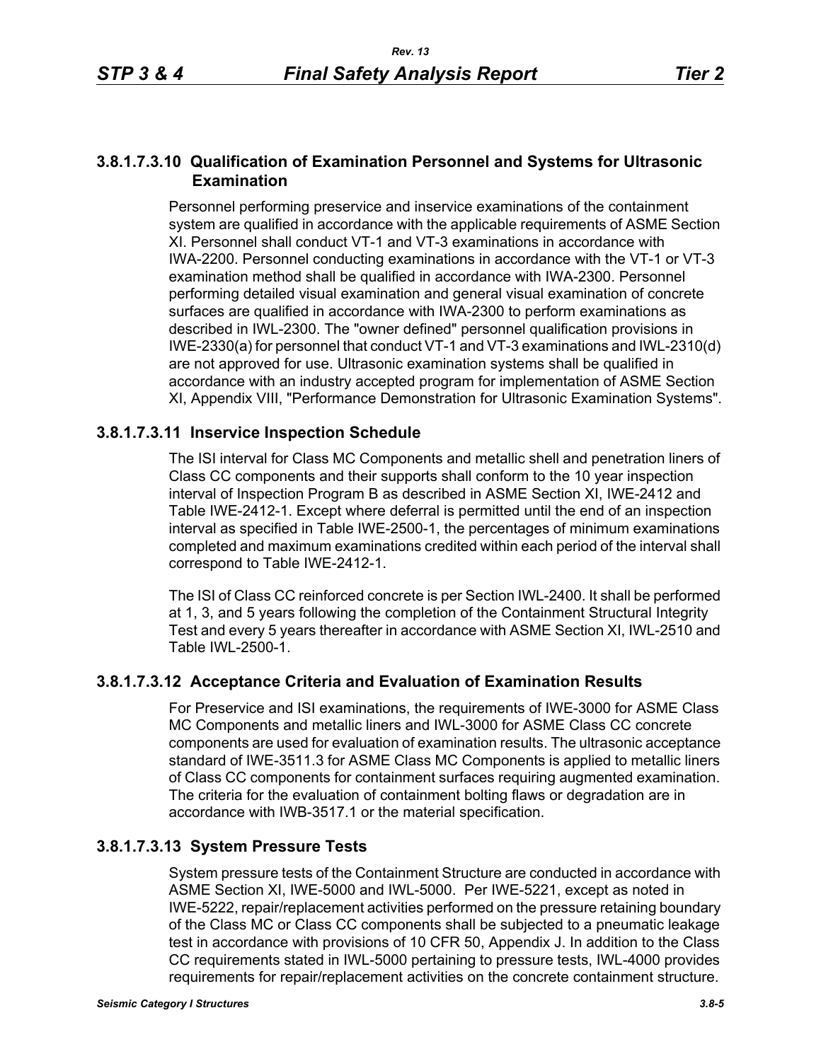### 3.8.1.7.3.10 Qualification of Examination Personnel and Systems for Ultrasonic Examination

Personnel performing preservice and inservice examinations of the containment system are qualified in accordance with the applicable requirements of ASME Section XI. Personnel shall conduct VT-1 and VT-3 examinations in accordance with IWA-2200. Personnel conducting examinations in accordance with the VT-1 or VT-3 examination method shall be qualified in accordance with IWA-2300. Personnel performing detailed visual examination and general visual examination of concrete surfaces are qualified in accordance with IWA-2300 to perform examinations as described in IWL-2300. The "owner defined" personnel qualification provisions in IWE-2330(a) for personnel that conduct VT-1 and VT-3 examinations and IWL-2310(d) are not approved for use. Ultrasonic examination systems shall be qualified in accordance with an industry accepted program for implementation of ASME Section XI, Appendix VIII, "Performance Demonstration for Ultrasonic Examination Systems".

### 3.8.1.7.3.11 Inservice Inspection Schedule

The ISI interval for Class MC Components and metallic shell and penetration liners of Class CC components and their supports shall conform to the 10 year inspection interval of Inspection Program B as described in ASME Section XI, IWE-2412 and Table IWE-2412-1. Except where deferral is permitted until the end of an inspection interval as specified in Table IWE-2500-1, the percentages of minimum examinations completed and maximum examinations credited within each period of the interval shall correspond to Table IWE-2412-1.

The ISI of Class CC reinforced concrete is per Section IWL-2400. It shall be performed at 1, 3, and 5 years following the completion of the Containment Structural Integrity Test and every 5 years thereafter in accordance with ASME Section XI, IWL-2510 and Table IWL-2500-1.

### 3.8.1.7.3.12 Acceptance Criteria and Evaluation of Examination Results

For Preservice and ISI examinations, the requirements of IWE-3000 for ASME Class MC Components and metallic liners and IWL-3000 for ASME Class CC concrete components are used for evaluation of examination results. The ultrasonic acceptance standard of IWE-3511.3 for ASME Class MC Components is applied to metallic liners of Class CC components for containment surfaces requiring augmented examination. The criteria for the evaluation of containment bolting flaws or degradation are in accordance with IWB-3517.1 or the material specification.

### 3.8.1.7.3.13 System Pressure Tests

System pressure tests of the Containment Structure are conducted in accordance with ASME Section XI, IWE-5000 and IWL-5000. Per IWE-5221, except as noted in IWE-5222, repair/replacement activities performed on the pressure retaining boundary of the Class MC or Class CC components shall be subjected to a pneumatic leakage test in accordance with provisions of 10 CFR 50, Appendix J. In addition to the Class CC requirements stated in IWL-5000 pertaining to pressure tests, IWL-4000 provides requirements for repair/replacement activities on the concrete containment structure.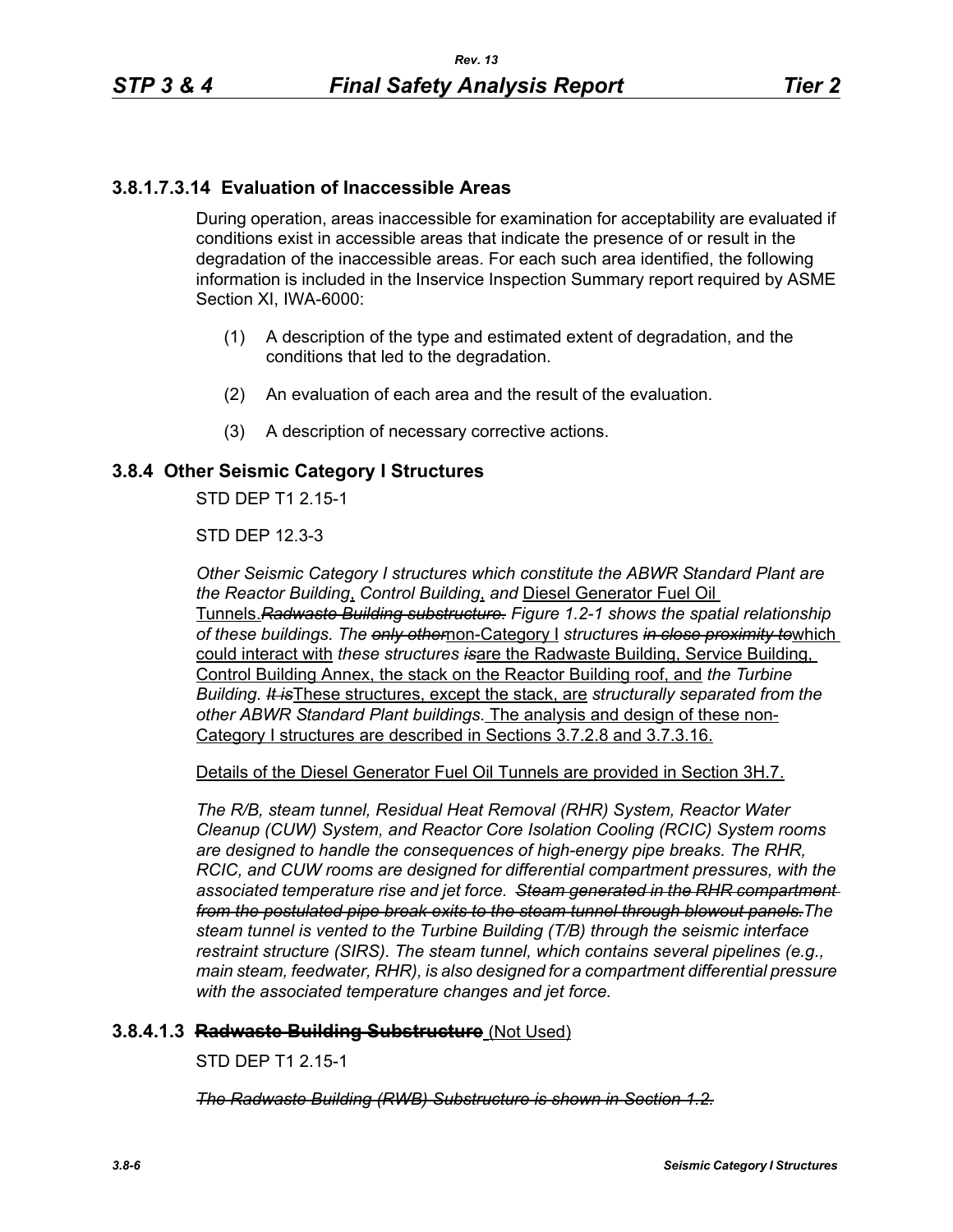### 3.8.1.7.3.14 Evaluation of Inaccessible Areas

During operation, areas inaccessible for examination for acceptability are evaluated if conditions exist in accessible areas that indicate the presence of or result in the degradation of the inaccessible areas. For each such area identified, the following information is included in the Inservice Inspection Summary report required by ASME Section XI, IWA-6000:

(1) A description of the type and estimated extent of degradation, and the conditions that led to the degradation.

(2) An evaluation of each area and the result of the evaluation.

(3) A description of necessary corrective actions.

## 3.8.4 Other Seismic Category I Structures

STD DEP T1 2.15-1

STD DEP 12.3-3

*Other Seismic Category I structures which constitute the ABWR Standard Plant are the Reactor Building, Control Building, and* Diesel Generator Fuel Oil Tunnels.~~*Radwaste Building substructure.*~~ *Figure 1.2-1 shows the spatial relationship of these buildings. The* ~~*only other*~~non-Category I *structures* ~~*in close proximity to*~~which could interact with *these structures* ~~*is*~~are the Radwaste Building, Service Building, Control Building Annex, the stack on the Reactor Building roof, and *the Turbine Building.* ~~*It is*~~These structures, except the stack, are *structurally separated from the other ABWR Standard Plant buildings.* The analysis and design of these non-Category I structures are described in Sections 3.7.2.8 and 3.7.3.16.

Details of the Diesel Generator Fuel Oil Tunnels are provided in Section 3H.7.

*The R/B, steam tunnel, Residual Heat Removal (RHR) System, Reactor Water Cleanup (CUW) System, and Reactor Core Isolation Cooling (RCIC) System rooms are designed to handle the consequences of high-energy pipe breaks. The RHR, RCIC, and CUW rooms are designed for differential compartment pressures, with the associated temperature rise and jet force.* ~~*Steam generated in the RHR compartment from the postulated pipe break exits to the steam tunnel through blowout panels.*~~*The steam tunnel is vented to the Turbine Building (T/B) through the seismic interface restraint structure (SIRS). The steam tunnel, which contains several pipelines (e.g., main steam, feedwater, RHR), is also designed for a compartment differential pressure with the associated temperature changes and jet force.*

### 3.8.4.1.3 ~~Radwaste Building Substructure~~ (Not Used)

STD DEP T1 2.15-1

~~*The Radwaste Building (RWB) Substructure is shown in Section 1.2.*~~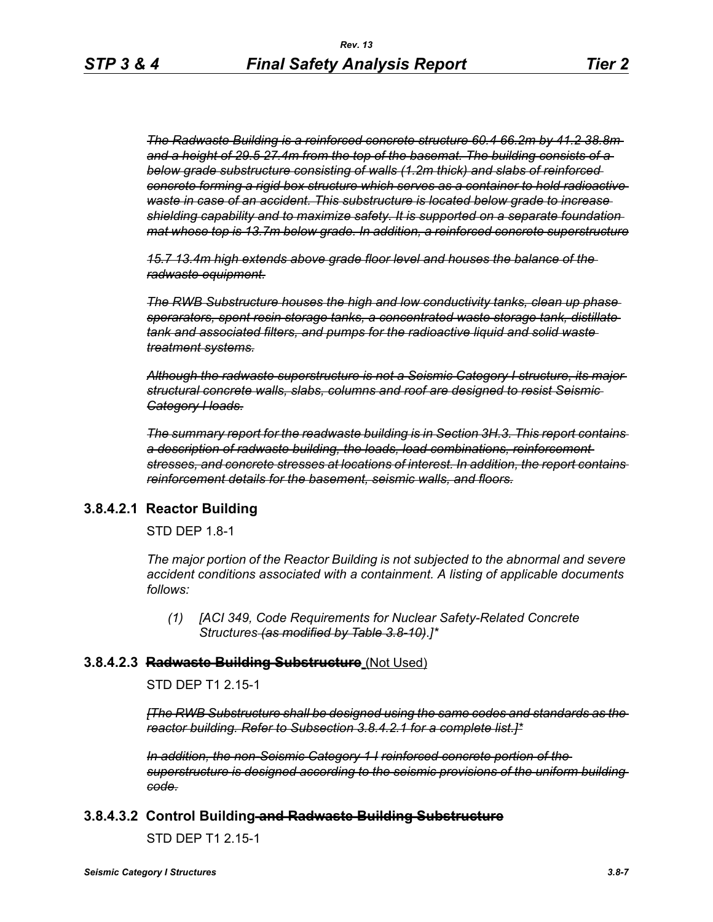*~~The Radwaste Building is a reinforced concrete structure 60.4 66.2m by 41.2 38.8m and a height of 29.5 27.4m from the top of the basemat. The building consists of a below grade substructure consisting of walls (1.2m thick) and slabs of reinforced concrete forming a rigid box structure which serves as a container to hold radioactive waste in case of an accident. This substructure is located below grade to increase shielding capability and to maximize safety. It is supported on a separate foundation mat whose top is 13.7m below grade. In addition, a reinforced concrete superstructure~~*

*~~15.7 13.4m high extends above grade floor level and houses the balance of the radwaste equipment.~~*

*~~The RWB Substructure houses the high and low conductivity tanks, clean up phase sperarators, spent resin storage tanks, a concentrated waste storage tank, distillate tank and associated filters, and pumps for the radioactive liquid and solid waste treatment systems.~~*

*~~Although the radwaste superstructure is not a Seismic Category I structure, its major structural concrete walls, slabs, columns and roof are designed to resist Seismic Category I loads.~~*

*~~The summary report for the readwaste building is in Section 3H.3. This report contains a description of radwaste building, the loads, load combinations, reinforcement stresses, and concrete stresses at locations of interest. In addition, the report contains reinforcement details for the basement, seismic walls, and floors.~~*

### 3.8.4.2.1 Reactor Building

STD DEP 1.8-1

*The major portion of the Reactor Building is not subjected to the abnormal and severe accident conditions associated with a containment. A listing of applicable documents follows:*

*(1) [ACI 349, Code Requirements for Nuclear Safety-Related Concrete Structures ~~(as modified by Table 3.8-10)~~.]**

### 3.8.4.2.3 ~~Radwaste Building Substructure~~ (Not Used)

STD DEP T1 2.15-1

*~~[The RWB Substructure shall be designed using the same codes and standards as the reactor building. Refer to Subsection 3.8.4.2.1 for a complete list.]*~~*

*~~In addition, the non-Seismic Category 1 I reinforced concrete portion of the superstructure is designed according to the seismic provisions of the uniform building code.~~*

### 3.8.4.3.2 Control Building ~~and Radwaste Building Substructure~~

STD DEP T1 2.15-1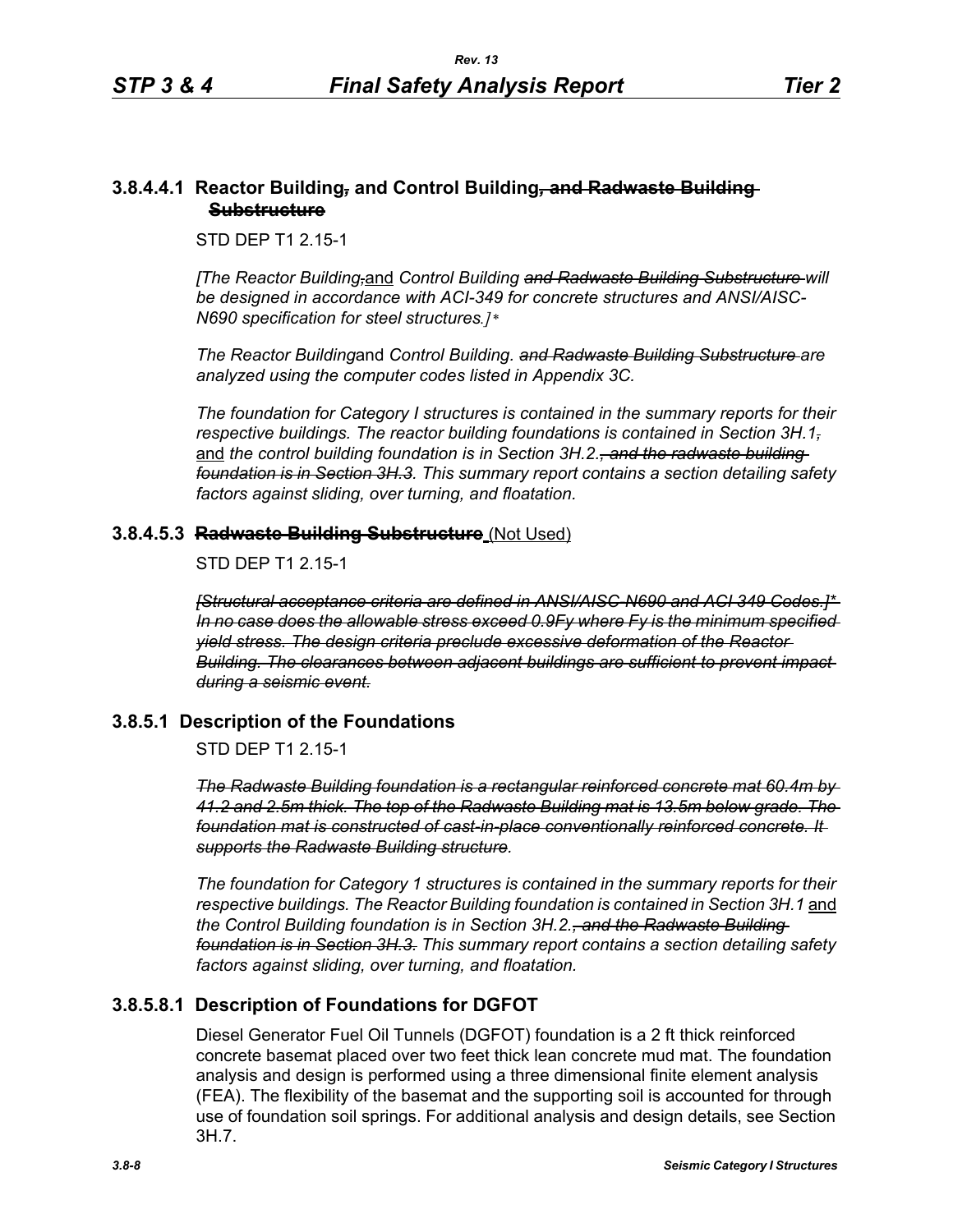### 3.8.4.4.1 Reaction Building~~,~~ and Control Building~~, and Radwaste Building Substructure~~

STD DEP T1 2.15-1

*[The Reactor Building~~,~~and Control Building ~~and Radwaste Building Substructure~~ will be designed in accordance with ACI-349 for concrete structures and ANSI/AISC-N690 specification for steel structures.]**

*The Reactor Building*and *Control Building. ~~and Radwaste Building Substructure~~ are analyzed using the computer codes listed in Appendix 3C.*

*The foundation for Category I structures is contained in the summary reports for their respective buildings. The reactor building foundations is contained in Section 3H.1~~,~~* and *the control building foundation is in Section 3H.2.~~, and the radwaste building foundation is in Section 3H.3.~~ This summary report contains a section detailing safety factors against sliding, over turning, and floatation.*

### 3.8.4.5.3 ~~Radwaste Building Substructure~~ (Not Used)

STD DEP T1 2.15-1

*~~[Structural acceptance criteria are defined in ANSI/AISC-N690 and ACI 349 Codes.]* In no case does the allowable stress exceed 0.9Fy where Fy is the minimum specified yield stress. The design criteria preclude excessive deformation of the Reactor Building. The clearances between adjacent buildings are sufficient to prevent impact during a seismic event.~~*

## 3.8.5.1 Description of the Foundations

STD DEP T1 2.15-1

*~~The Radwaste Building foundation is a rectangular reinforced concrete mat 60.4m by 41.2 and 2.5m thick. The top of the Radwaste Building mat is 13.5m below grade. The foundation mat is constructed of cast-in-place conventionally reinforced concrete. It supports the Radwaste Building structure.~~*

*The foundation for Category 1 structures is contained in the summary reports for their respective buildings. The Reactor Building foundation is contained in Section 3H.1* and *the Control Building foundation is in Section 3H.2.~~, and the Radwaste Building foundation is in Section 3H.3.~~ This summary report contains a section detailing safety factors against sliding, over turning, and floatation.*

## 3.8.5.8.1 Description of Foundations for DGFOT

Diesel Generator Fuel Oil Tunnels (DGFOT) foundation is a 2 ft thick reinforced concrete basemat placed over two feet thick lean concrete mud mat. The foundation analysis and design is performed using a three dimensional finite element analysis (FEA). The flexibility of the basemat and the supporting soil is accounted for through use of foundation soil springs. For additional analysis and design details, see Section 3H.7.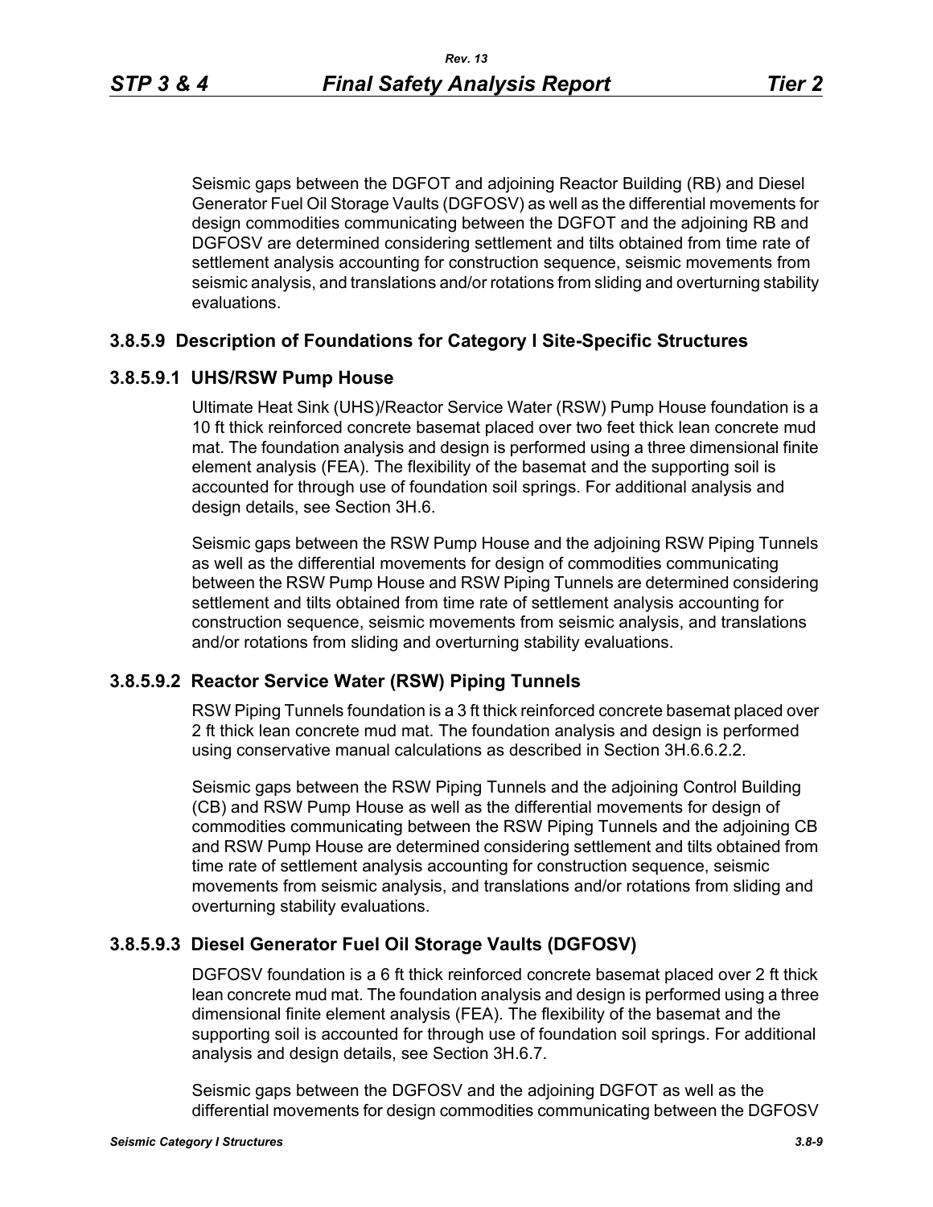Seismic gaps between the DGFOT and adjoining Reactor Building (RB) and Diesel Generator Fuel Oil Storage Vaults (DGFOSV) as well as the differential movements for design commodities communicating between the DGFOT and the adjoining RB and DGFOSV are determined considering settlement and tilts obtained from time rate of settlement analysis accounting for construction sequence, seismic movements from seismic analysis, and translations and/or rotations from sliding and overturning stability evaluations.

### 3.8.5.9 Description of Foundations for Category I Site-Specific Structures

#### 3.8.5.9.1 UHS/RSW Pump House

Ultimate Heat Sink (UHS)/Reactor Service Water (RSW) Pump House foundation is a 10 ft thick reinforced concrete basemat placed over two feet thick lean concrete mud mat. The foundation analysis and design is performed using a three dimensional finite element analysis (FEA). The flexibility of the basemat and the supporting soil is accounted for through use of foundation soil springs. For additional analysis and design details, see Section 3H.6.

Seismic gaps between the RSW Pump House and the adjoining RSW Piping Tunnels as well as the differential movements for design of commodities communicating between the RSW Pump House and RSW Piping Tunnels are determined considering settlement and tilts obtained from time rate of settlement analysis accounting for construction sequence, seismic movements from seismic analysis, and translations and/or rotations from sliding and overturning stability evaluations.

#### 3.8.5.9.2 Reactor Service Water (RSW) Piping Tunnels

RSW Piping Tunnels foundation is a 3 ft thick reinforced concrete basemat placed over 2 ft thick lean concrete mud mat. The foundation analysis and design is performed using conservative manual calculations as described in Section 3H.6.6.2.2.

Seismic gaps between the RSW Piping Tunnels and the adjoining Control Building (CB) and RSW Pump House as well as the differential movements for design of commodities communicating between the RSW Piping Tunnels and the adjoining CB and RSW Pump House are determined considering settlement and tilts obtained from time rate of settlement analysis accounting for construction sequence, seismic movements from seismic analysis, and translations and/or rotations from sliding and overturning stability evaluations.

#### 3.8.5.9.3 Diesel Generator Fuel Oil Storage Vaults (DGFOSV)

DGFOSV foundation is a 6 ft thick reinforced concrete basemat placed over 2 ft thick lean concrete mud mat. The foundation analysis and design is performed using a three dimensional finite element analysis (FEA). The flexibility of the basemat and the supporting soil is accounted for through use of foundation soil springs. For additional analysis and design details, see Section 3H.6.7.

Seismic gaps between the DGFOSV and the adjoining DGFOT as well as the differential movements for design commodities communicating between the DGFOSV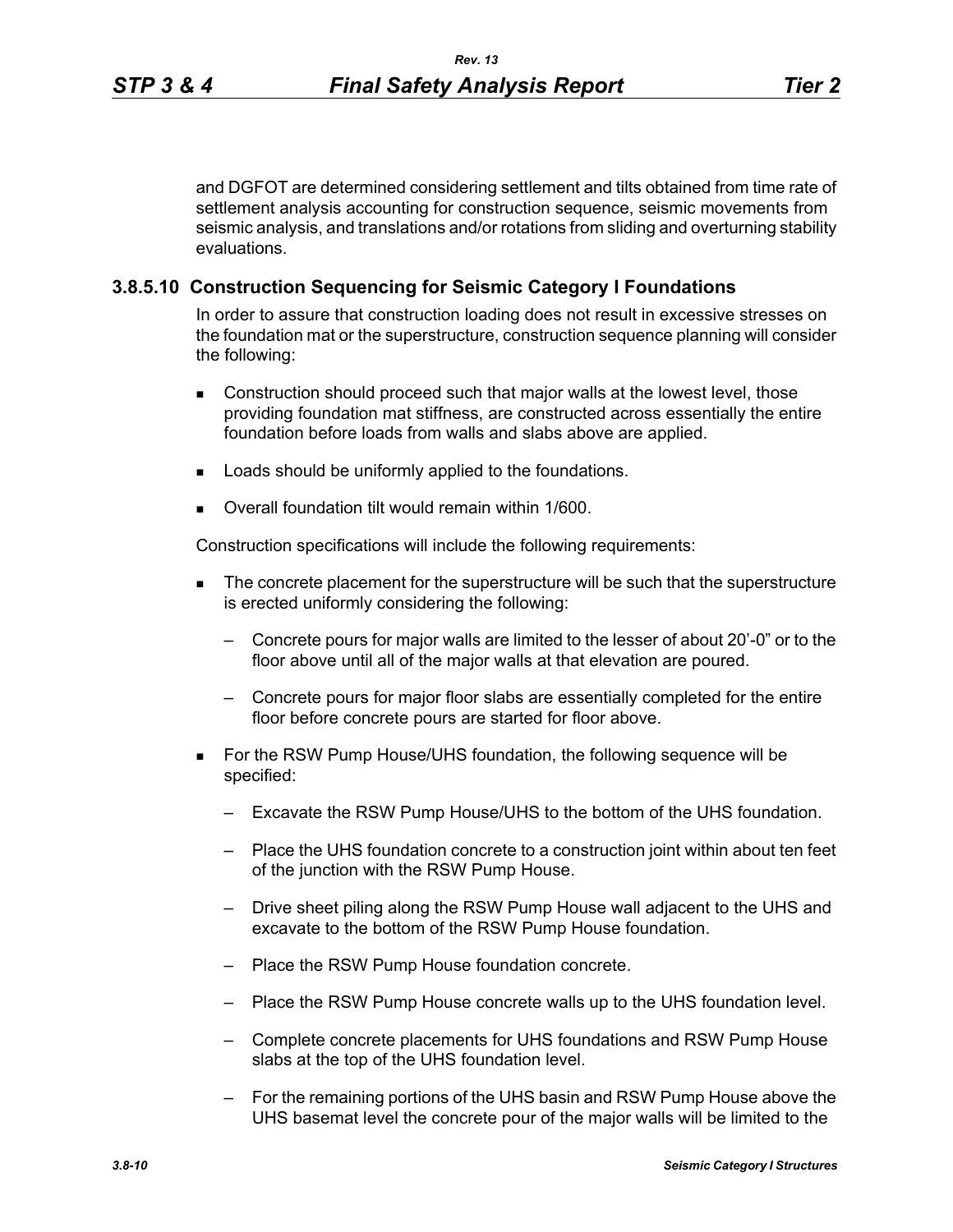and DGFOT are determined considering settlement and tilts obtained from time rate of settlement analysis accounting for construction sequence, seismic movements from seismic analysis, and translations and/or rotations from sliding and overturning stability evaluations.

### 3.8.5.10 Construction Sequencing for Seismic Category I Foundations

In order to assure that construction loading does not result in excessive stresses on the foundation mat or the superstructure, construction sequence planning will consider the following:

- Construction should proceed such that major walls at the lowest level, those providing foundation mat stiffness, are constructed across essentially the entire foundation before loads from walls and slabs above are applied.
- Loads should be uniformly applied to the foundations.
- Overall foundation tilt would remain within 1/600.

Construction specifications will include the following requirements:

- The concrete placement for the superstructure will be such that the superstructure is erected uniformly considering the following:
  - Concrete pours for major walls are limited to the lesser of about 20'-0" or to the floor above until all of the major walls at that elevation are poured.
  - Concrete pours for major floor slabs are essentially completed for the entire floor before concrete pours are started for floor above.
- For the RSW Pump House/UHS foundation, the following sequence will be specified:
  - Excavate the RSW Pump House/UHS to the bottom of the UHS foundation.
  - Place the UHS foundation concrete to a construction joint within about ten feet of the junction with the RSW Pump House.
  - Drive sheet piling along the RSW Pump House wall adjacent to the UHS and excavate to the bottom of the RSW Pump House foundation.
  - Place the RSW Pump House foundation concrete.
  - Place the RSW Pump House concrete walls up to the UHS foundation level.
  - Complete concrete placements for UHS foundations and RSW Pump House slabs at the top of the UHS foundation level.
  - For the remaining portions of the UHS basin and RSW Pump House above the UHS basemat level the concrete pour of the major walls will be limited to the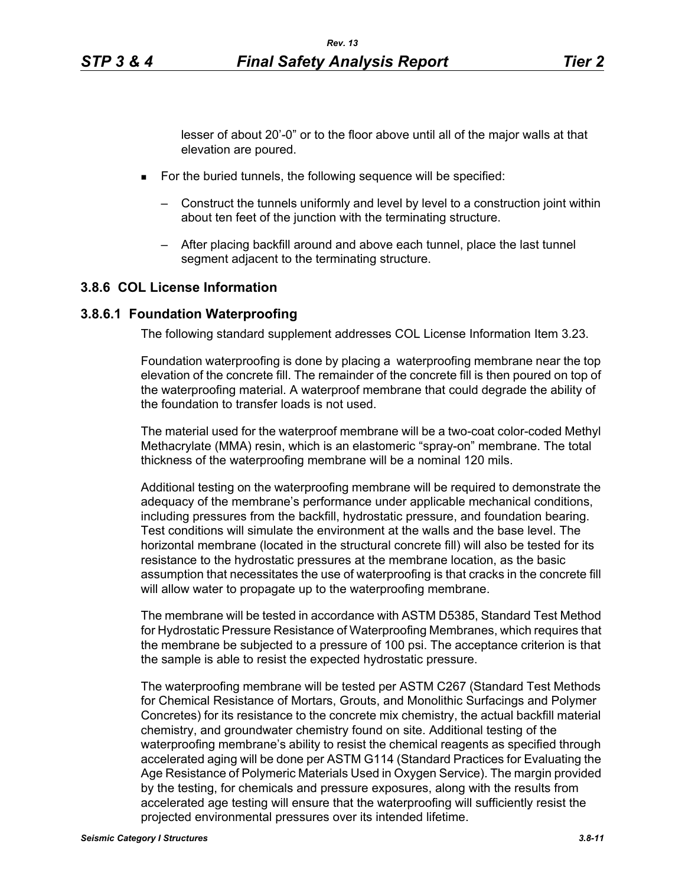lesser of about 20’-0” or to the floor above until all of the major walls at that elevation are poured.

- For the buried tunnels, the following sequence will be specified:
  - Construct the tunnels uniformly and level by level to a construction joint within about ten feet of the junction with the terminating structure.
  - After placing backfill around and above each tunnel, place the last tunnel segment adjacent to the terminating structure.

## 3.8.6 COL License Information

### 3.8.6.1 Foundation Waterproofing

The following standard supplement addresses COL License Information Item 3.23.

Foundation waterproofing is done by placing a waterproofing membrane near the top elevation of the concrete fill. The remainder of the concrete fill is then poured on top of the waterproofing material. A waterproof membrane that could degrade the ability of the foundation to transfer loads is not used.

The material used for the waterproof membrane will be a two-coat color-coded Methyl Methacrylate (MMA) resin, which is an elastomeric “spray-on” membrane. The total thickness of the waterproofing membrane will be a nominal 120 mils.

Additional testing on the waterproofing membrane will be required to demonstrate the adequacy of the membrane’s performance under applicable mechanical conditions, including pressures from the backfill, hydrostatic pressure, and foundation bearing. Test conditions will simulate the environment at the walls and the base level. The horizontal membrane (located in the structural concrete fill) will also be tested for its resistance to the hydrostatic pressures at the membrane location, as the basic assumption that necessitates the use of waterproofing is that cracks in the concrete fill will allow water to propagate up to the waterproofing membrane.

The membrane will be tested in accordance with ASTM D5385, Standard Test Method for Hydrostatic Pressure Resistance of Waterproofing Membranes, which requires that the membrane be subjected to a pressure of 100 psi. The acceptance criterion is that the sample is able to resist the expected hydrostatic pressure.

The waterproofing membrane will be tested per ASTM C267 (Standard Test Methods for Chemical Resistance of Mortars, Grouts, and Monolithic Surfacings and Polymer Concretes) for its resistance to the concrete mix chemistry, the actual backfill material chemistry, and groundwater chemistry found on site. Additional testing of the waterproofing membrane’s ability to resist the chemical reagents as specified through accelerated aging will be done per ASTM G114 (Standard Practices for Evaluating the Age Resistance of Polymeric Materials Used in Oxygen Service). The margin provided by the testing, for chemicals and pressure exposures, along with the results from accelerated age testing will ensure that the waterproofing will sufficiently resist the projected environmental pressures over its intended lifetime.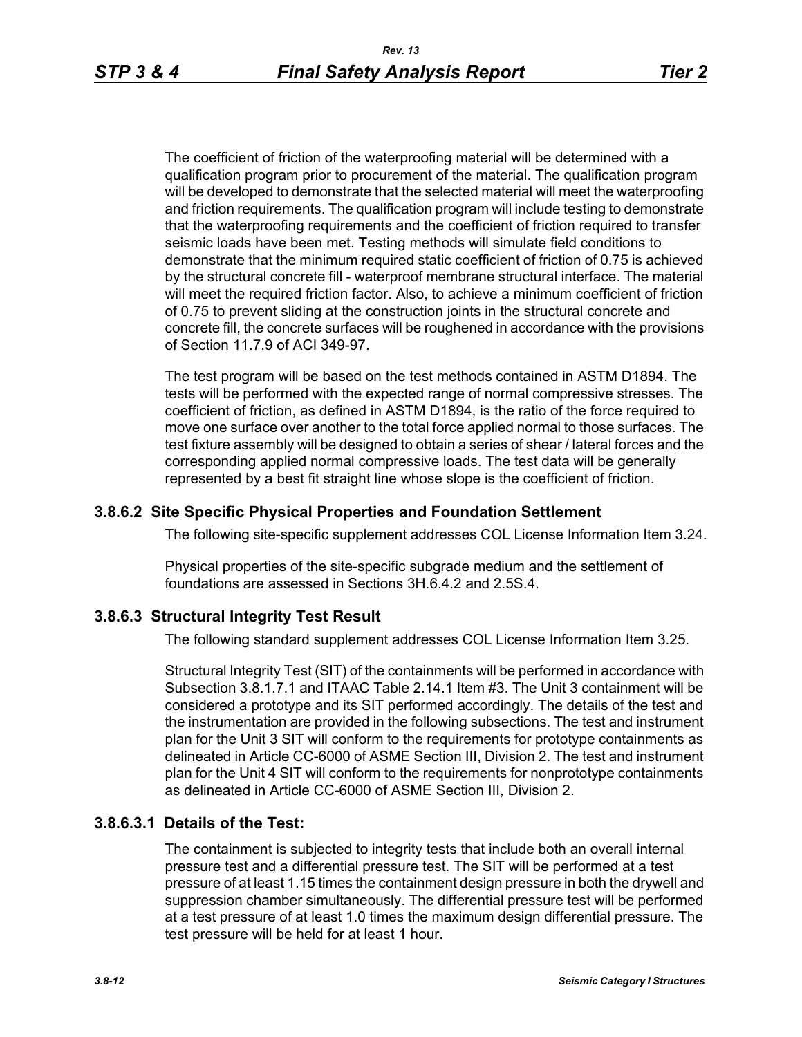The coefficient of friction of the waterproofing material will be determined with a qualification program prior to procurement of the material. The qualification program will be developed to demonstrate that the selected material will meet the waterproofing and friction requirements. The qualification program will include testing to demonstrate that the waterproofing requirements and the coefficient of friction required to transfer seismic loads have been met. Testing methods will simulate field conditions to demonstrate that the minimum required static coefficient of friction of 0.75 is achieved by the structural concrete fill - waterproof membrane structural interface. The material will meet the required friction factor. Also, to achieve a minimum coefficient of friction of 0.75 to prevent sliding at the construction joints in the structural concrete and concrete fill, the concrete surfaces will be roughened in accordance with the provisions of Section 11.7.9 of ACI 349-97.

The test program will be based on the test methods contained in ASTM D1894. The tests will be performed with the expected range of normal compressive stresses. The coefficient of friction, as defined in ASTM D1894, is the ratio of the force required to move one surface over another to the total force applied normal to those surfaces. The test fixture assembly will be designed to obtain a series of shear / lateral forces and the corresponding applied normal compressive loads. The test data will be generally represented by a best fit straight line whose slope is the coefficient of friction.

### 3.8.6.2 Site Specific Physical Properties and Foundation Settlement

The following site-specific supplement addresses COL License Information Item 3.24.

Physical properties of the site-specific subgrade medium and the settlement of foundations are assessed in Sections 3H.6.4.2 and 2.5S.4.

### 3.8.6.3 Structural Integrity Test Result

The following standard supplement addresses COL License Information Item 3.25.

Structural Integrity Test (SIT) of the containments will be performed in accordance with Subsection 3.8.1.7.1 and ITAAC Table 2.14.1 Item #3. The Unit 3 containment will be considered a prototype and its SIT performed accordingly. The details of the test and the instrumentation are provided in the following subsections. The test and instrument plan for the Unit 3 SIT will conform to the requirements for prototype containments as delineated in Article CC-6000 of ASME Section III, Division 2. The test and instrument plan for the Unit 4 SIT will conform to the requirements for nonprototype containments as delineated in Article CC-6000 of ASME Section III, Division 2.

### 3.8.6.3.1 Details of the Test:

The containment is subjected to integrity tests that include both an overall internal pressure test and a differential pressure test. The SIT will be performed at a test pressure of at least 1.15 times the containment design pressure in both the drywell and suppression chamber simultaneously. The differential pressure test will be performed at a test pressure of at least 1.0 times the maximum design differential pressure. The test pressure will be held for at least 1 hour.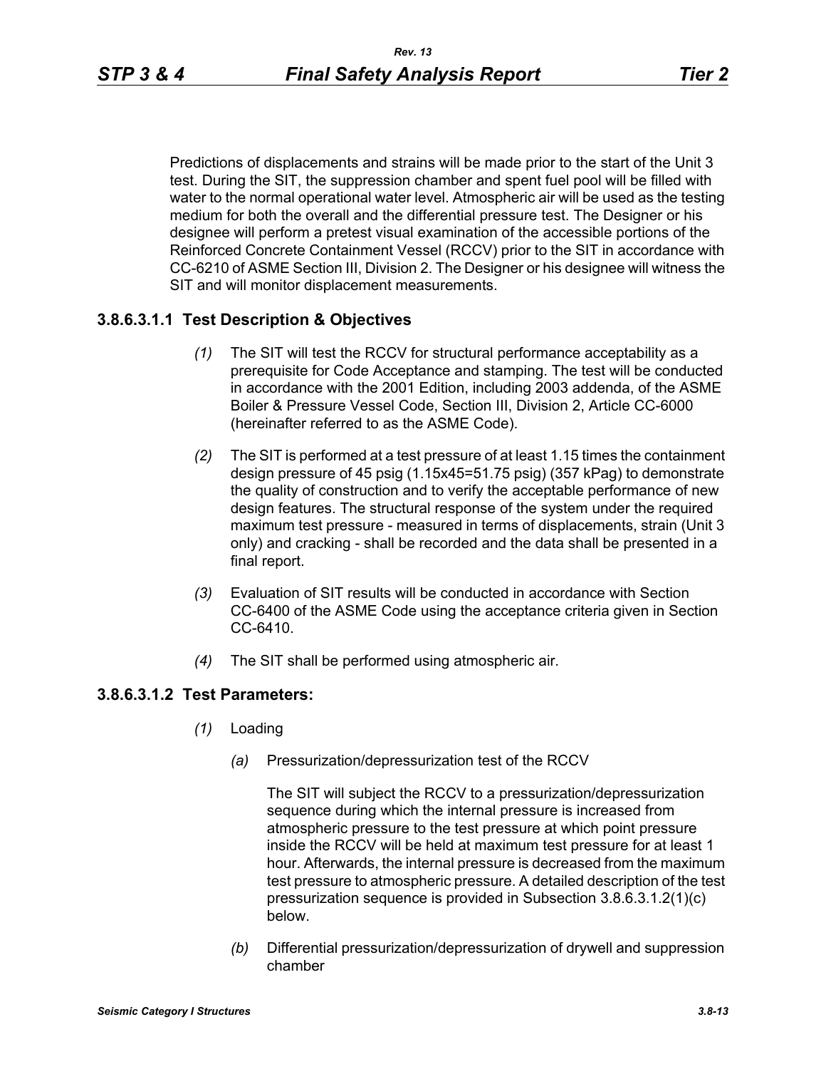Predictions of displacements and strains will be made prior to the start of the Unit 3 test. During the SIT, the suppression chamber and spent fuel pool will be filled with water to the normal operational water level. Atmospheric air will be used as the testing medium for both the overall and the differential pressure test. The Designer or his designee will perform a pretest visual examination of the accessible portions of the Reinforced Concrete Containment Vessel (RCCV) prior to the SIT in accordance with CC-6210 of ASME Section III, Division 2. The Designer or his designee will witness the SIT and will monitor displacement measurements.

### 3.8.6.3.1.1 Test Description & Objectives

*(1)* The SIT will test the RCCV for structural performance acceptability as a prerequisite for Code Acceptance and stamping. The test will be conducted in accordance with the 2001 Edition, including 2003 addenda, of the ASME Boiler & Pressure Vessel Code, Section III, Division 2, Article CC-6000 (hereinafter referred to as the ASME Code).

*(2)* The SIT is performed at a test pressure of at least 1.15 times the containment design pressure of 45 psig (1.15x45=51.75 psig) (357 kPag) to demonstrate the quality of construction and to verify the acceptable performance of new design features. The structural response of the system under the required maximum test pressure - measured in terms of displacements, strain (Unit 3 only) and cracking - shall be recorded and the data shall be presented in a final report.

*(3)* Evaluation of SIT results will be conducted in accordance with Section CC-6400 of the ASME Code using the acceptance criteria given in Section CC-6410.

*(4)* The SIT shall be performed using atmospheric air.

### 3.8.6.3.1.2 Test Parameters:

*(1)* Loading

*(a)* Pressurization/depressurization test of the RCCV

The SIT will subject the RCCV to a pressurization/depressurization sequence during which the internal pressure is increased from atmospheric pressure to the test pressure at which point pressure inside the RCCV will be held at maximum test pressure for at least 1 hour. Afterwards, the internal pressure is decreased from the maximum test pressure to atmospheric pressure. A detailed description of the test pressurization sequence is provided in Subsection 3.8.6.3.1.2(1)(c) below.

*(b)* Differential pressurization/depressurization of drywell and suppression chamber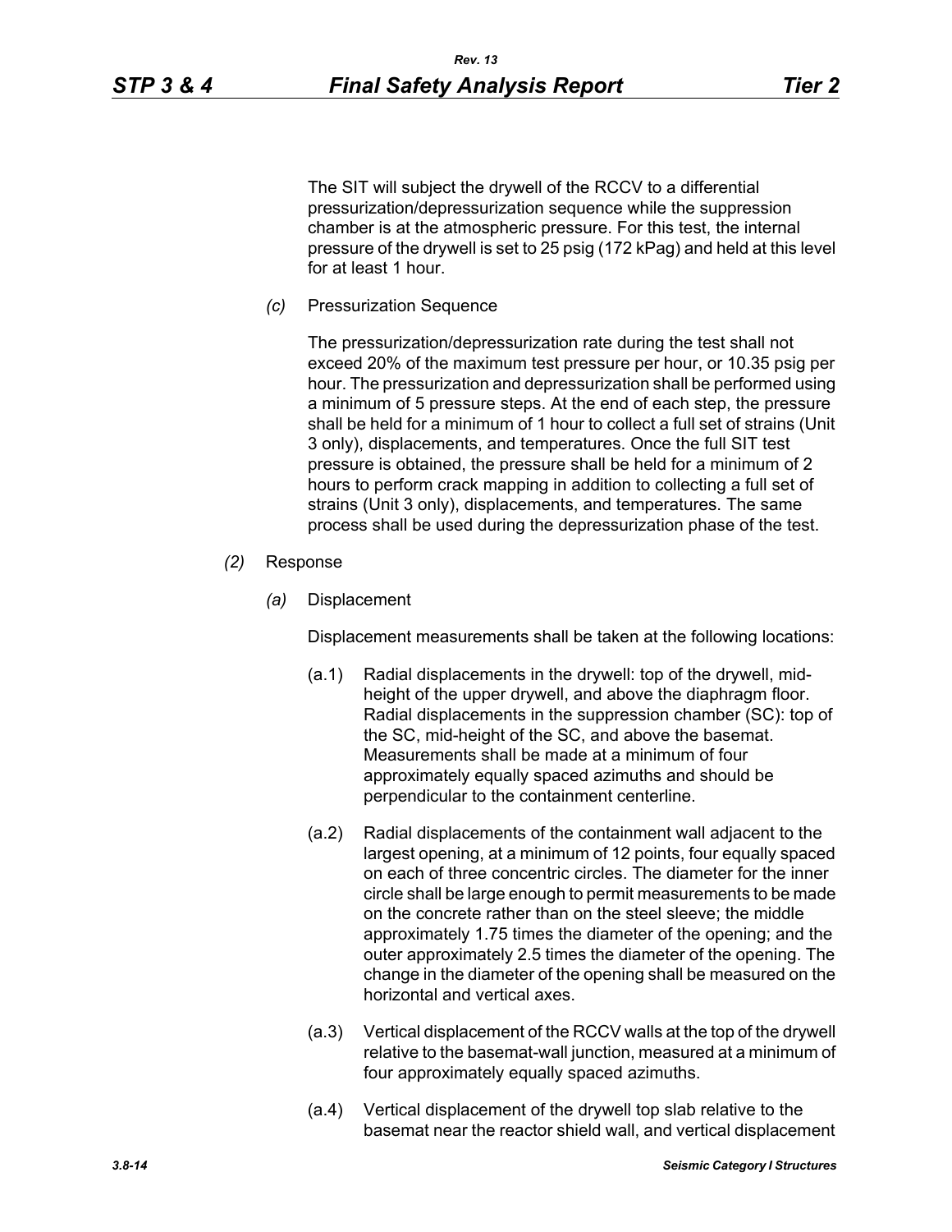The SIT will subject the drywell of the RCCV to a differential pressurization/depressurization sequence while the suppression chamber is at the atmospheric pressure. For this test, the internal pressure of the drywell is set to 25 psig (172 kPag) and held at this level for at least 1 hour.

*(c)* Pressurization Sequence

The pressurization/depressurization rate during the test shall not exceed 20% of the maximum test pressure per hour, or 10.35 psig per hour. The pressurization and depressurization shall be performed using a minimum of 5 pressure steps. At the end of each step, the pressure shall be held for a minimum of 1 hour to collect a full set of strains (Unit 3 only), displacements, and temperatures. Once the full SIT test pressure is obtained, the pressure shall be held for a minimum of 2 hours to perform crack mapping in addition to collecting a full set of strains (Unit 3 only), displacements, and temperatures. The same process shall be used during the depressurization phase of the test.

*(2)* Response

*(a)* Displacement

Displacement measurements shall be taken at the following locations:

(a.1) Radial displacements in the drywell: top of the drywell, mid-height of the upper drywell, and above the diaphragm floor. Radial displacements in the suppression chamber (SC): top of the SC, mid-height of the SC, and above the basemat. Measurements shall be made at a minimum of four approximately equally spaced azimuths and should be perpendicular to the containment centerline.

(a.2) Radial displacements of the containment wall adjacent to the largest opening, at a minimum of 12 points, four equally spaced on each of three concentric circles. The diameter for the inner circle shall be large enough to permit measurements to be made on the concrete rather than on the steel sleeve; the middle approximately 1.75 times the diameter of the opening; and the outer approximately 2.5 times the diameter of the opening. The change in the diameter of the opening shall be measured on the horizontal and vertical axes.

(a.3) Vertical displacement of the RCCV walls at the top of the drywell relative to the basemat-wall junction, measured at a minimum of four approximately equally spaced azimuths.

(a.4) Vertical displacement of the drywell top slab relative to the basemat near the reactor shield wall, and vertical displacement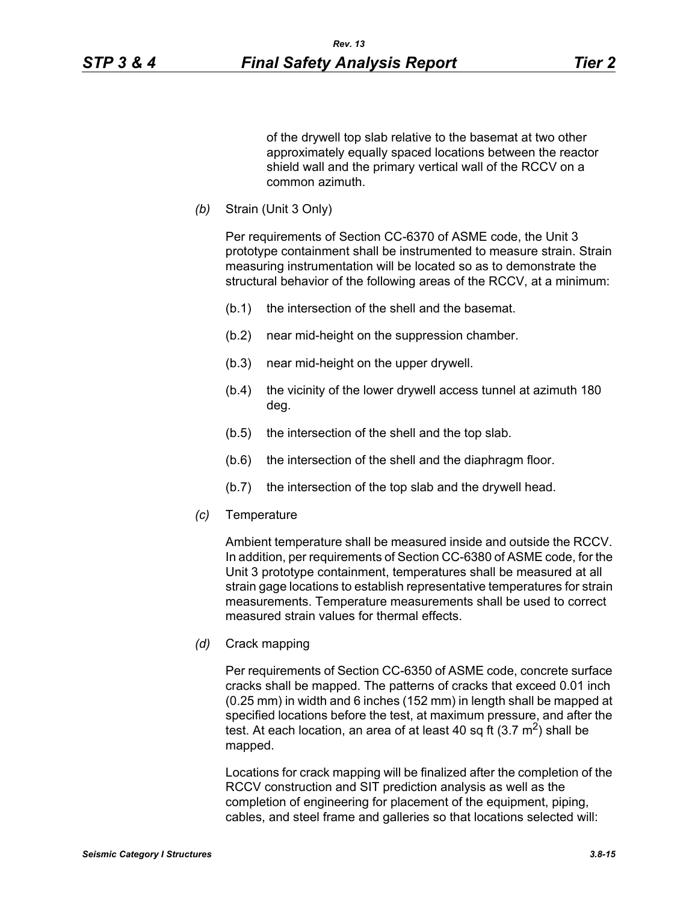of the drywell top slab relative to the basemat at two other approximately equally spaced locations between the reactor shield wall and the primary vertical wall of the RCCV on a common azimuth.

*(b)* Strain (Unit 3 Only)

Per requirements of Section CC-6370 of ASME code, the Unit 3 prototype containment shall be instrumented to measure strain. Strain measuring instrumentation will be located so as to demonstrate the structural behavior of the following areas of the RCCV, at a minimum:

(b.1) the intersection of the shell and the basemat.

(b.2) near mid-height on the suppression chamber.

(b.3) near mid-height on the upper drywell.

(b.4) the vicinity of the lower drywell access tunnel at azimuth 180 deg.

(b.5) the intersection of the shell and the top slab.

(b.6) the intersection of the shell and the diaphragm floor.

(b.7) the intersection of the top slab and the drywell head.

*(c)* Temperature

Ambient temperature shall be measured inside and outside the RCCV. In addition, per requirements of Section CC-6380 of ASME code, for the Unit 3 prototype containment, temperatures shall be measured at all strain gage locations to establish representative temperatures for strain measurements. Temperature measurements shall be used to correct measured strain values for thermal effects.

*(d)* Crack mapping

Per requirements of Section CC-6350 of ASME code, concrete surface cracks shall be mapped. The patterns of cracks that exceed 0.01 inch (0.25 mm) in width and 6 inches (152 mm) in length shall be mapped at specified locations before the test, at maximum pressure, and after the test. At each location, an area of at least 40 sq ft (3.7 $m^2$) shall be mapped.

Locations for crack mapping will be finalized after the completion of the RCCV construction and SIT prediction analysis as well as the completion of engineering for placement of the equipment, piping, cables, and steel frame and galleries so that locations selected will: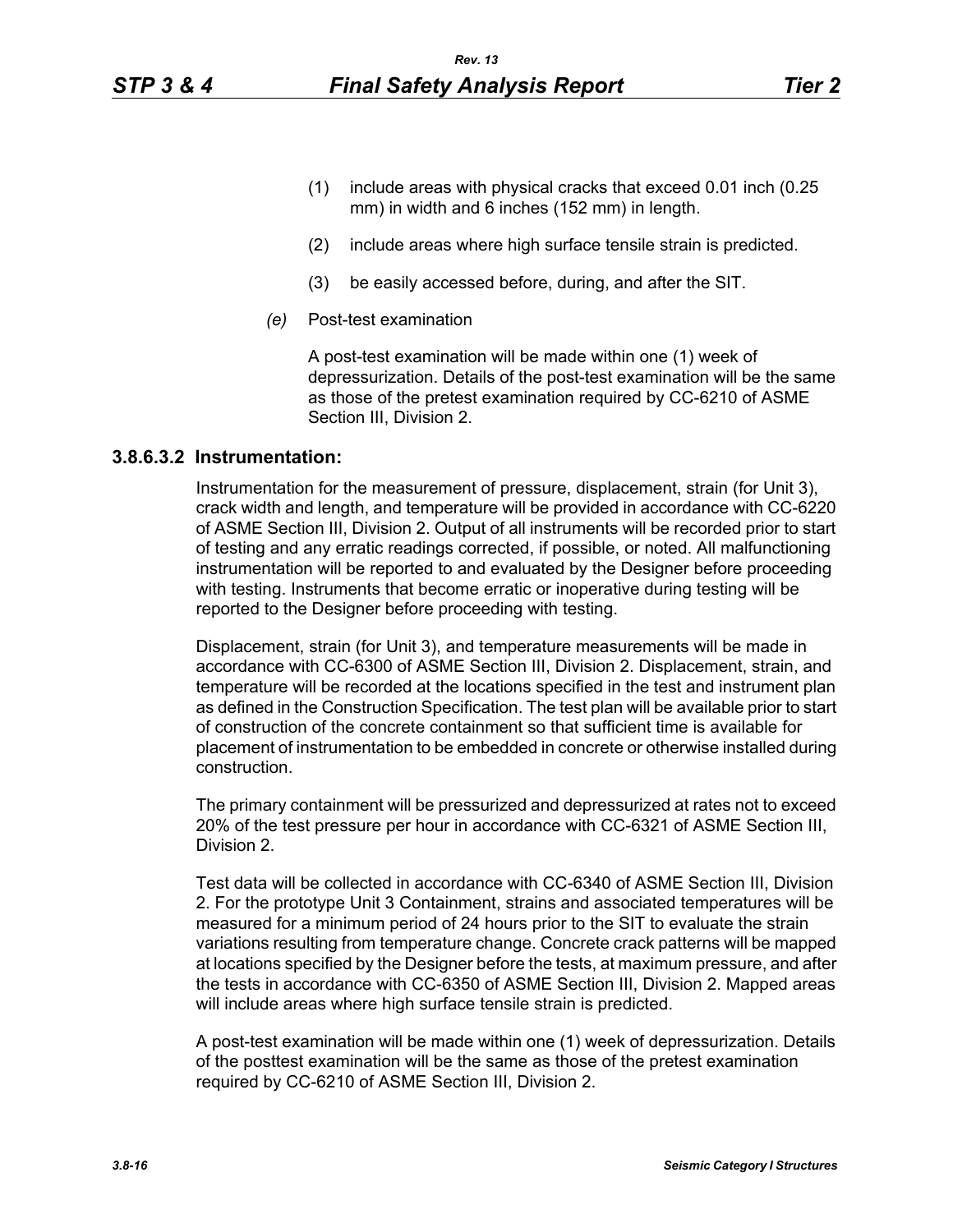(1) include areas with physical cracks that exceed 0.01 inch (0.25 mm) in width and 6 inches (152 mm) in length.

(2) include areas where high surface tensile strain is predicted.

(3) be easily accessed before, during, and after the SIT.

*(e)* Post-test examination

A post-test examination will be made within one (1) week of depressurization. Details of the post-test examination will be the same as those of the pretest examination required by CC-6210 of ASME Section III, Division 2.

### 3.8.6.3.2 Instrumentation:

Instrumentation for the measurement of pressure, displacement, strain (for Unit 3), crack width and length, and temperature will be provided in accordance with CC-6220 of ASME Section III, Division 2. Output of all instruments will be recorded prior to start of testing and any erratic readings corrected, if possible, or noted. All malfunctioning instrumentation will be reported to and evaluated by the Designer before proceeding with testing. Instruments that become erratic or inoperative during testing will be reported to the Designer before proceeding with testing.

Displacement, strain (for Unit 3), and temperature measurements will be made in accordance with CC-6300 of ASME Section III, Division 2. Displacement, strain, and temperature will be recorded at the locations specified in the test and instrument plan as defined in the Construction Specification. The test plan will be available prior to start of construction of the concrete containment so that sufficient time is available for placement of instrumentation to be embedded in concrete or otherwise installed during construction.

The primary containment will be pressurized and depressurized at rates not to exceed 20% of the test pressure per hour in accordance with CC-6321 of ASME Section III, Division 2.

Test data will be collected in accordance with CC-6340 of ASME Section III, Division 2. For the prototype Unit 3 Containment, strains and associated temperatures will be measured for a minimum period of 24 hours prior to the SIT to evaluate the strain variations resulting from temperature change. Concrete crack patterns will be mapped at locations specified by the Designer before the tests, at maximum pressure, and after the tests in accordance with CC-6350 of ASME Section III, Division 2. Mapped areas will include areas where high surface tensile strain is predicted.

A post-test examination will be made within one (1) week of depressurization. Details of the posttest examination will be the same as those of the pretest examination required by CC-6210 of ASME Section III, Division 2.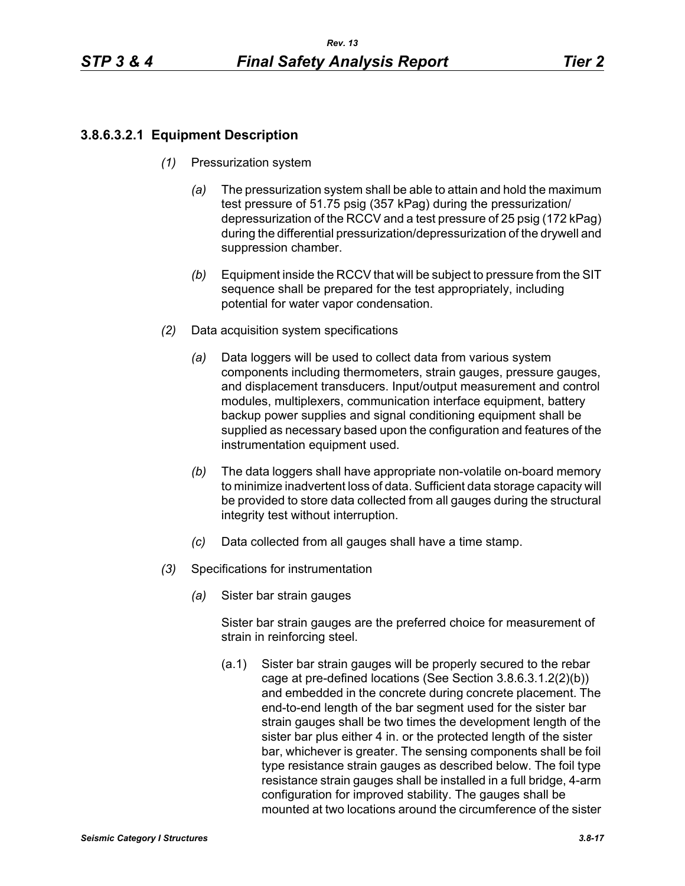### 3.8.6.3.2.1 Equipment Description

*(1)* Pressurization system

*(a)* The pressurization system shall be able to attain and hold the maximum test pressure of 51.75 psig (357 kPag) during the pressurization/depressurization of the RCCV and a test pressure of 25 psig (172 kPag) during the differential pressurization/depressurization of the drywell and suppression chamber.

*(b)* Equipment inside the RCCV that will be subject to pressure from the SIT sequence shall be prepared for the test appropriately, including potential for water vapor condensation.

*(2)* Data acquisition system specifications

*(a)* Data loggers will be used to collect data from various system components including thermometers, strain gauges, pressure gauges, and displacement transducers. Input/output measurement and control modules, multiplexers, communication interface equipment, battery backup power supplies and signal conditioning equipment shall be supplied as necessary based upon the configuration and features of the instrumentation equipment used.

*(b)* The data loggers shall have appropriate non-volatile on-board memory to minimize inadvertent loss of data. Sufficient data storage capacity will be provided to store data collected from all gauges during the structural integrity test without interruption.

*(c)* Data collected from all gauges shall have a time stamp.

*(3)* Specifications for instrumentation

*(a)* Sister bar strain gauges

Sister bar strain gauges are the preferred choice for measurement of strain in reinforcing steel.

(a.1) Sister bar strain gauges will be properly secured to the rebar cage at pre-defined locations (See Section 3.8.6.3.1.2(2)(b)) and embedded in the concrete during concrete placement. The end-to-end length of the bar segment used for the sister bar strain gauges shall be two times the development length of the sister bar plus either 4 in. or the protected length of the sister bar, whichever is greater. The sensing components shall be foil type resistance strain gauges as described below. The foil type resistance strain gauges shall be installed in a full bridge, 4-arm configuration for improved stability. The gauges shall be mounted at two locations around the circumference of the sister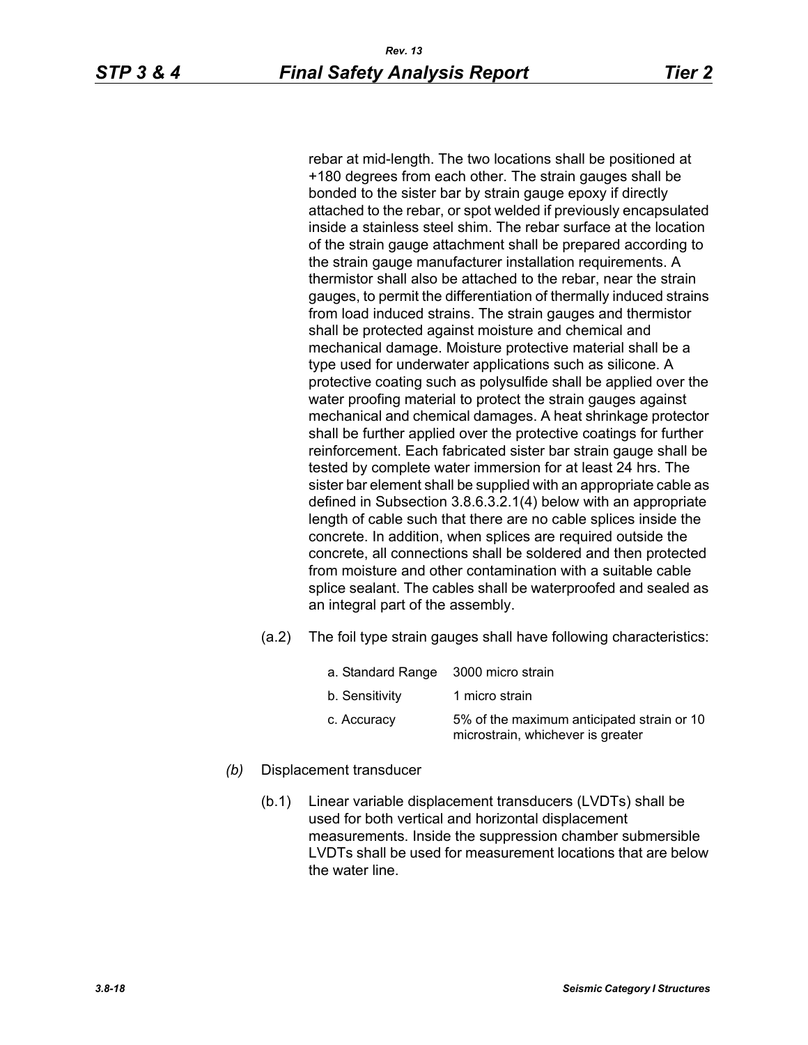rebar at mid-length. The two locations shall be positioned at +180 degrees from each other. The strain gauges shall be bonded to the sister bar by strain gauge epoxy if directly attached to the rebar, or spot welded if previously encapsulated inside a stainless steel shim. The rebar surface at the location of the strain gauge attachment shall be prepared according to the strain gauge manufacturer installation requirements. A thermistor shall also be attached to the rebar, near the strain gauges, to permit the differentiation of thermally induced strains from load induced strains. The strain gauges and thermistor shall be protected against moisture and chemical and mechanical damage. Moisture protective material shall be a type used for underwater applications such as silicone. A protective coating such as polysulfide shall be applied over the water proofing material to protect the strain gauges against mechanical and chemical damages. A heat shrinkage protector shall be further applied over the protective coatings for further reinforcement. Each fabricated sister bar strain gauge shall be tested by complete water immersion for at least 24 hrs. The sister bar element shall be supplied with an appropriate cable as defined in Subsection 3.8.6.3.2.1(4) below with an appropriate length of cable such that there are no cable splices inside the concrete. In addition, when splices are required outside the concrete, all connections shall be soldered and then protected from moisture and other contamination with a suitable cable splice sealant. The cables shall be waterproofed and sealed as an integral part of the assembly.

(a.2) The foil type strain gauges shall have following characteristics:

| | |
|---|---|
| a. Standard Range | 3000 micro strain |
| b. Sensitivity | 1 micro strain |
| c. Accuracy | 5% of the maximum anticipated strain or 10 microstrain, whichever is greater |

*(b)* Displacement transducer

(b.1) Linear variable displacement transducers (LVDTs) shall be used for both vertical and horizontal displacement measurements. Inside the suppression chamber submersible LVDTs shall be used for measurement locations that are below the water line.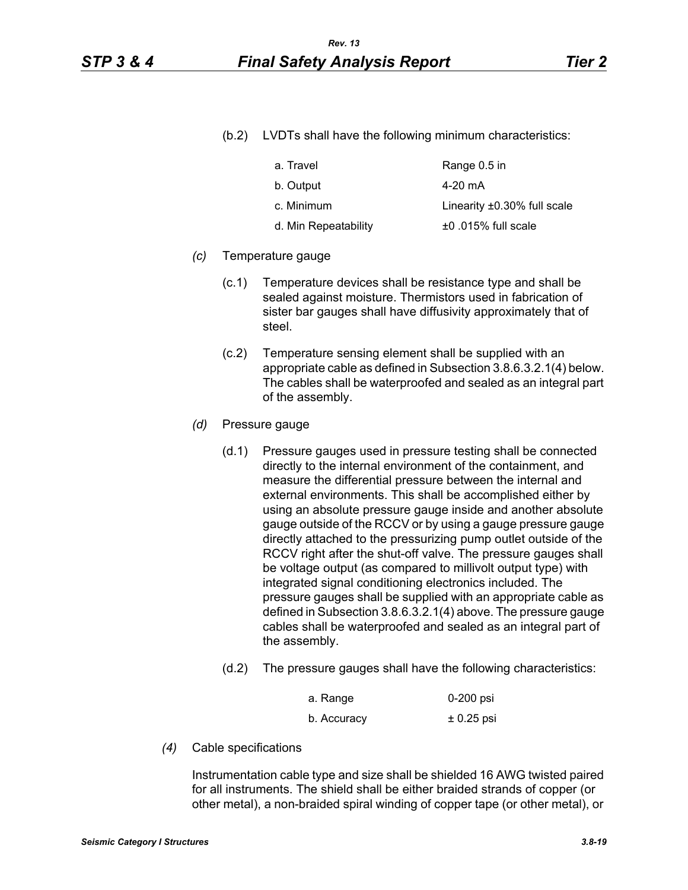(b.2) LVDTs shall have the following minimum characteristics:

| | |
|---|---|
| a. Travel | Range 0.5 in |
| b. Output | 4-20 mA |
| c. Minimum | Linearity ±0.30% full scale |
| d. Min Repeatability | ±0 .015% full scale |

*(c)* Temperature gauge

(c.1) Temperature devices shall be resistance type and shall be sealed against moisture. Thermistors used in fabrication of sister bar gauges shall have diffusivity approximately that of steel.

(c.2) Temperature sensing element shall be supplied with an appropriate cable as defined in Subsection 3.8.6.3.2.1(4) below. The cables shall be waterproofed and sealed as an integral part of the assembly.

*(d)* Pressure gauge

(d.1) Pressure gauges used in pressure testing shall be connected directly to the internal environment of the containment, and measure the differential pressure between the internal and external environments. This shall be accomplished either by using an absolute pressure gauge inside and another absolute gauge outside of the RCCV or by using a gauge pressure gauge directly attached to the pressurizing pump outlet outside of the RCCV right after the shut-off valve. The pressure gauges shall be voltage output (as compared to millivolt output type) with integrated signal conditioning electronics included. The pressure gauges shall be supplied with an appropriate cable as defined in Subsection 3.8.6.3.2.1(4) above. The pressure gauge cables shall be waterproofed and sealed as an integral part of the assembly.

(d.2) The pressure gauges shall have the following characteristics:

| | |
|---|---|
| a. Range | 0-200 psi |
| b. Accuracy | ± 0.25 psi |

*(4)* Cable specifications

Instrumentation cable type and size shall be shielded 16 AWG twisted paired for all instruments. The shield shall be either braided strands of copper (or other metal), a non-braided spiral winding of copper tape (or other metal), or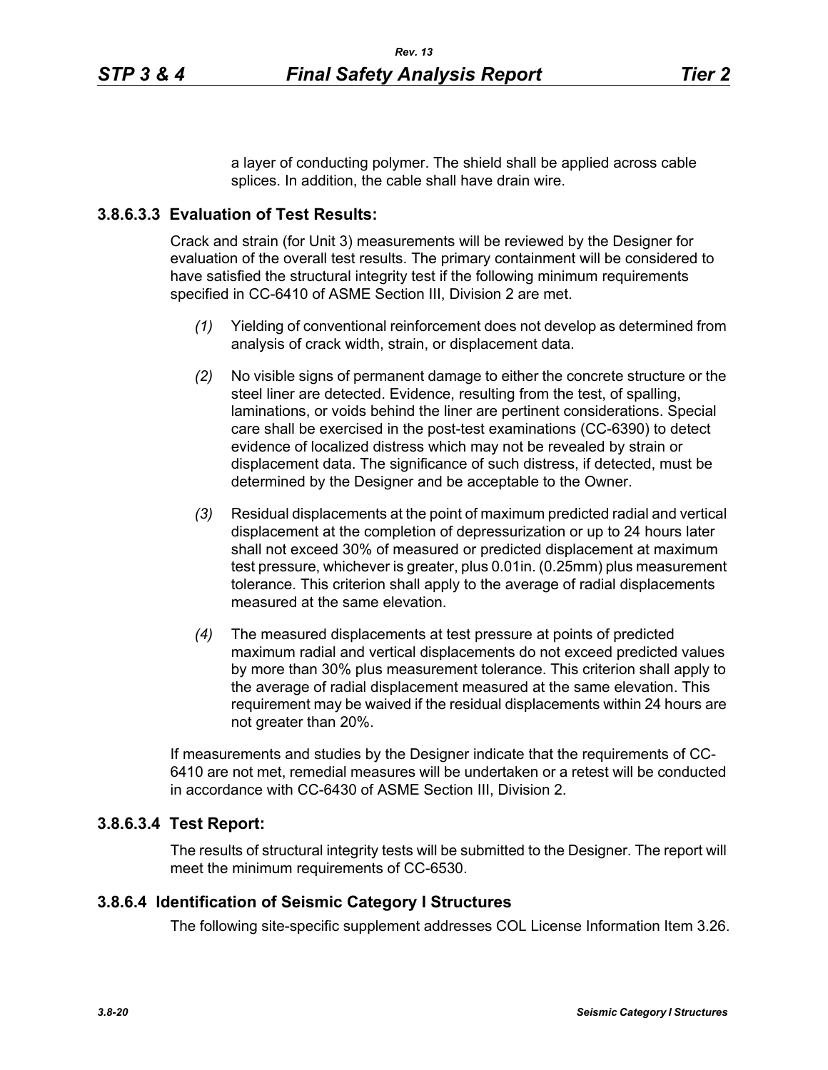a layer of conducting polymer. The shield shall be applied across cable splices. In addition, the cable shall have drain wire.

### 3.8.6.3.3 Evaluation of Test Results:

Crack and strain (for Unit 3) measurements will be reviewed by the Designer for evaluation of the overall test results. The primary containment will be considered to have satisfied the structural integrity test if the following minimum requirements specified in CC-6410 of ASME Section III, Division 2 are met.

*(1)* Yielding of conventional reinforcement does not develop as determined from analysis of crack width, strain, or displacement data.

*(2)* No visible signs of permanent damage to either the concrete structure or the steel liner are detected. Evidence, resulting from the test, of spalling, laminations, or voids behind the liner are pertinent considerations. Special care shall be exercised in the post-test examinations (CC-6390) to detect evidence of localized distress which may not be revealed by strain or displacement data. The significance of such distress, if detected, must be determined by the Designer and be acceptable to the Owner.

*(3)* Residual displacements at the point of maximum predicted radial and vertical displacement at the completion of depressurization or up to 24 hours later shall not exceed 30% of measured or predicted displacement at maximum test pressure, whichever is greater, plus 0.01in. (0.25mm) plus measurement tolerance. This criterion shall apply to the average of radial displacements measured at the same elevation.

*(4)* The measured displacements at test pressure at points of predicted maximum radial and vertical displacements do not exceed predicted values by more than 30% plus measurement tolerance. This criterion shall apply to the average of radial displacement measured at the same elevation. This requirement may be waived if the residual displacements within 24 hours are not greater than 20%.

If measurements and studies by the Designer indicate that the requirements of CC-6410 are not met, remedial measures will be undertaken or a retest will be conducted in accordance with CC-6430 of ASME Section III, Division 2.

### 3.8.6.3.4 Test Report:

The results of structural integrity tests will be submitted to the Designer. The report will meet the minimum requirements of CC-6530.

## 3.8.6.4 Identification of Seismic Category I Structures

The following site-specific supplement addresses COL License Information Item 3.26.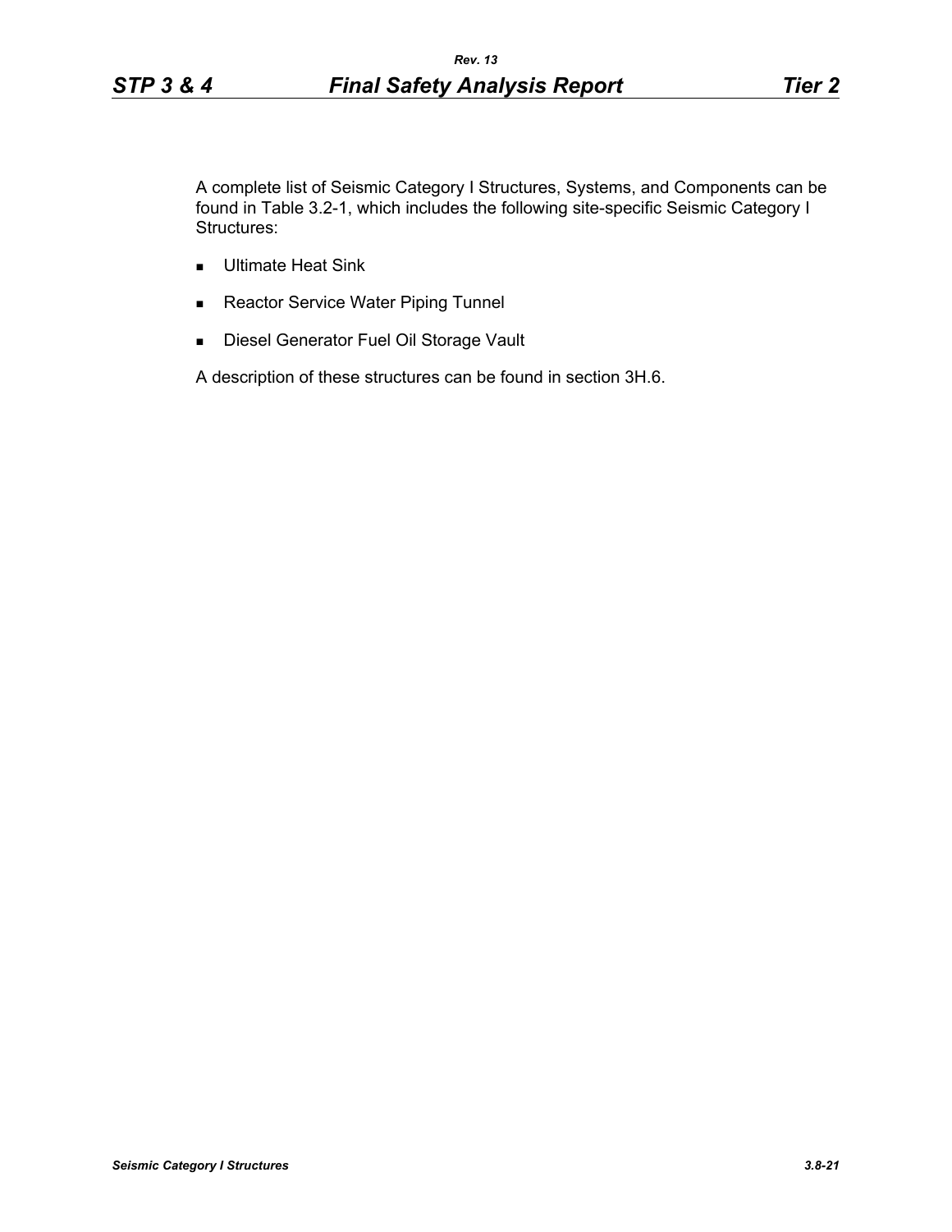A complete list of Seismic Category I Structures, Systems, and Components can be found in Table 3.2-1, which includes the following site-specific Seismic Category I Structures:

- Ultimate Heat Sink
- Reactor Service Water Piping Tunnel
- Diesel Generator Fuel Oil Storage Vault

A description of these structures can be found in section 3H.6.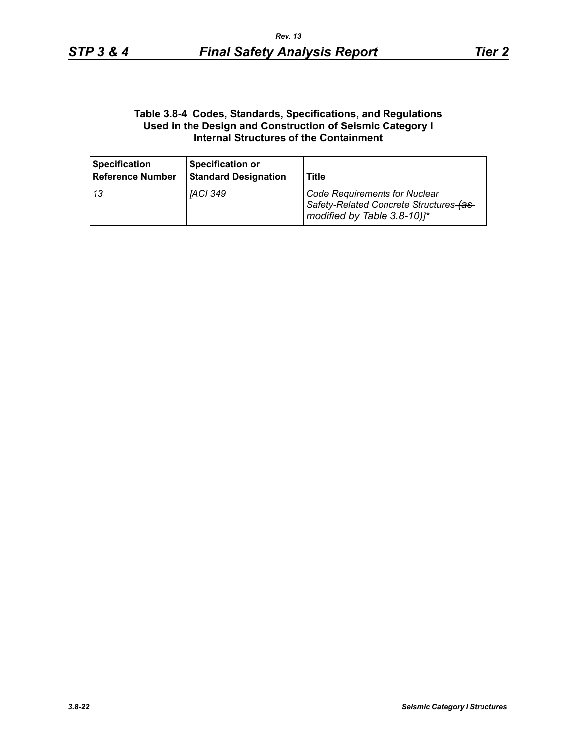**Table 3.8-4 Codes, Standards, Specifications, and Regulations Used in the Design and Construction of Seismic Category I Internal Structures of the Containment**

| Specification Reference Number | Specification or Standard Designation | Title |
|---|---|---|
| *13* | *[ACI 349* | *Code Requirements for Nuclear Safety-Related Concrete Structures ~~(as modified by Table 3.8-10)~~]\** |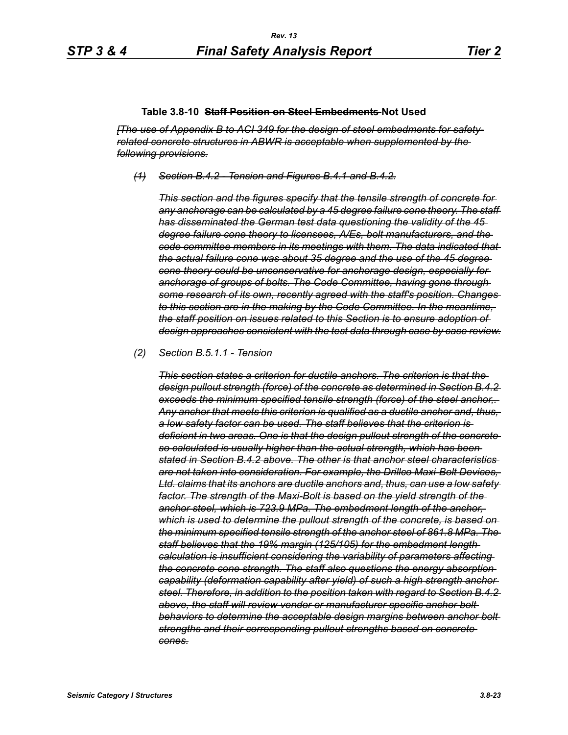**Table 3.8-10 ~~Staff Position on Steel Embedments~~ Not Used**

*~~[The use of Appendix B to ACI 349 for the design of steel embedments for safety-related concrete structures in ABWR is acceptable when supplemented by the following provisions.~~*

*~~(1) Section B.4.2 - Tension and Figures B.4.1 and B.4.2.~~*

*~~This section and the figures specify that the tensile strength of concrete for any anchorage can be calculated by a 45 degree failure cone theory. The staff has disseminated the German test data questioning the validity of the 45 degree failure cone theory to licensees, A/Es, bolt manufacturers, and the code committee members in its meetings with them. The data indicated that the actual failure cone was about 35 degree and the use of the 45 degree cone theory could be unconservative for anchorage design, especially for anchorage of groups of bolts. The Code Committee, having gone through some research of its own, recently agreed with the staff's position. Changes to this section are in the making by the Code Committee. In the meantime, the staff position on issues related to this Section is to ensure adoption of design approaches consistent with the test data through case by case review.~~*

*~~(2) Section B.5.1.1 - Tension~~*

*~~This section states a criterion for ductile anchors. The criterion is that the design pullout strength (force) of the concrete as determined in Section B.4.2 exceeds the minimum specified tensile strength (force) of the steel anchor,. Any anchor that meets this criterion is qualified as a ductile anchor and, thus, a low safety factor can be used. The staff believes that the criterion is deficient in two areas. One is that the design pullout strength of the concrete so calculated is usually higher than the actual strength, which has been stated in Section B.4.2 above. The other is that anchor steel characteristics are not taken into consideration. For example, the Drillco Maxi-Bolt Devices, Ltd. claims that its anchors are ductile anchors and, thus, can use a low safety factor. The strength of the Maxi-Bolt is based on the yield strength of the anchor steel, which is 723.9 MPa. The embedment length of the anchor, which is used to determine the pullout strength of the concrete, is based on the minimum specified tensile strength of the anchor steel of 861.8 MPa. The staff believes that the 19% margin (125/105) for the embedment length calculation is insufficient considering the variability of parameters affecting the concrete cone strength. The staff also questions the energy absorption capability (deformation capability after yield) of such a high strength anchor steel. Therefore, in addition to the position taken with regard to Section B.4.2 above, the staff will review vendor or manufacturer specific anchor bolt behaviors to determine the acceptable design margins between anchor bolt strengths and their corresponding pullout strengths based on concrete cones.~~*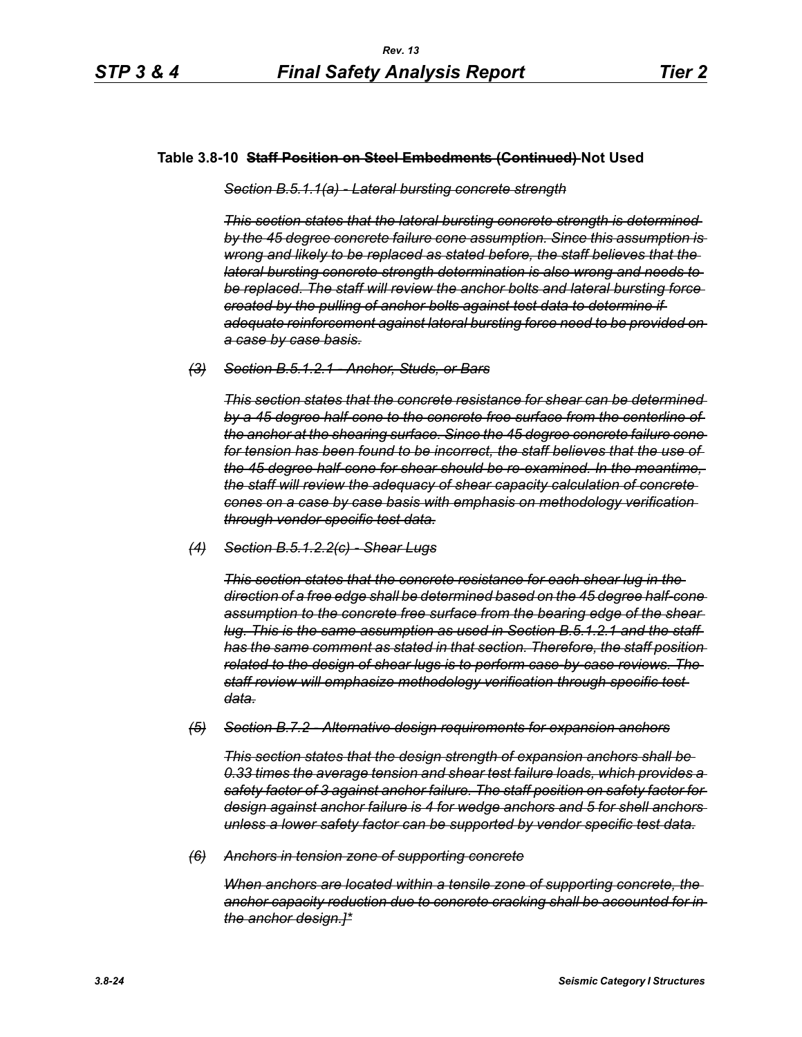**Table 3.8-10 ~~Staff Position on Steel Embedments (Continued)~~ Not Used**

~~*Section B.5.1.1(a) - Lateral bursting concrete strength*~~

~~*This section states that the lateral bursting concrete strength is determined by the 45 degree concrete failure cone assumption. Since this assumption is wrong and likely to be replaced as stated before, the staff believes that the lateral bursting concrete strength determination is also wrong and needs to be replaced. The staff will review the anchor bolts and lateral bursting force created by the pulling of anchor bolts against test data to determine if adequate reinforcement against lateral bursting force need to be provided on a case by case basis.*~~

~~*(3) Section B.5.1.2.1 - Anchor, Studs, or Bars*~~

~~*This section states that the concrete resistance for shear can be determined by a 45 degree half-cone to the concrete free surface from the centerline of the anchor at the shearing surface. Since the 45 degree concrete failure cone for tension has been found to be incorrect, the staff believes that the use of the 45 degree half-cone for shear should be re-examined. In the meantime, the staff will review the adequacy of shear capacity calculation of concrete cones on a case by case basis with emphasis on methodology verification through vendor specific test data.*~~

~~*(4) Section B.5.1.2.2(c) - Shear Lugs*~~

~~*This section states that the concrete resistance for each shear lug in the direction of a free edge shall be determined based on the 45 degree half-cone assumption to the concrete free surface from the bearing edge of the shear lug. This is the same assumption as used in Section B.5.1.2.1 and the staff has the same comment as stated in that section. Therefore, the staff position related to the design of shear lugs is to perform case-by-case reviews. The staff review will emphasize methodology verification through specific test data.*~~

~~*(5) Section B.7.2 - Alternative design requirements for expansion anchors*~~

~~*This section states that the design strength of expansion anchors shall be 0.33 times the average tension and shear test failure loads, which provides a safety factor of 3 against anchor failure. The staff position on safety factor for design against anchor failure is 4 for wedge anchors and 5 for shell anchors unless a lower safety factor can be supported by vendor specific test data.*~~

~~*(6) Anchors in tension zone of supporting concrete*~~

~~*When anchors are located within a tensile zone of supporting concrete, the anchor capacity reduction due to concrete cracking shall be accounted for in the anchor design.]**~~